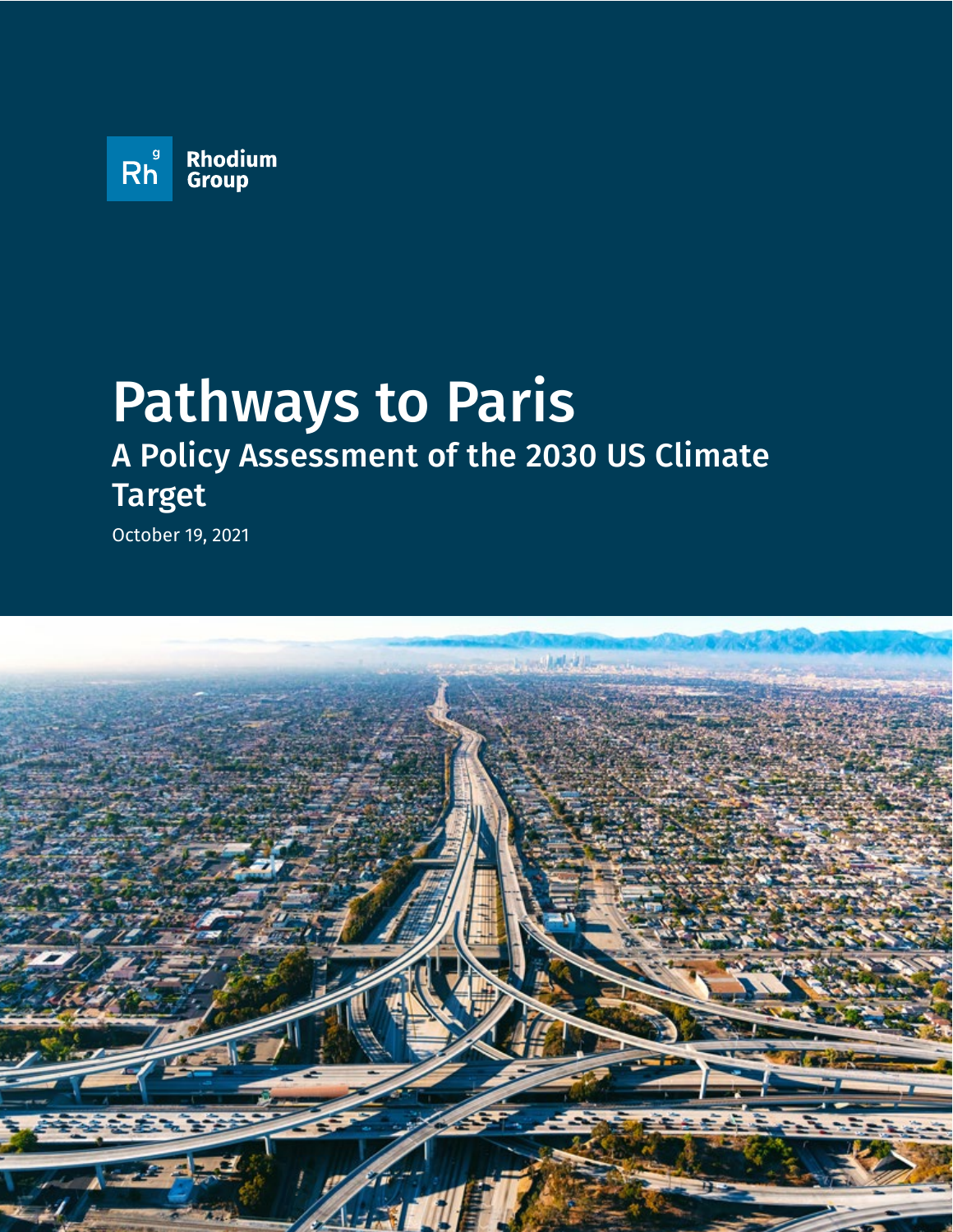Rhodium Group

# Pathways to Paris

## A Policy Assessment of the 2030 US Climate Target

October 19, 2021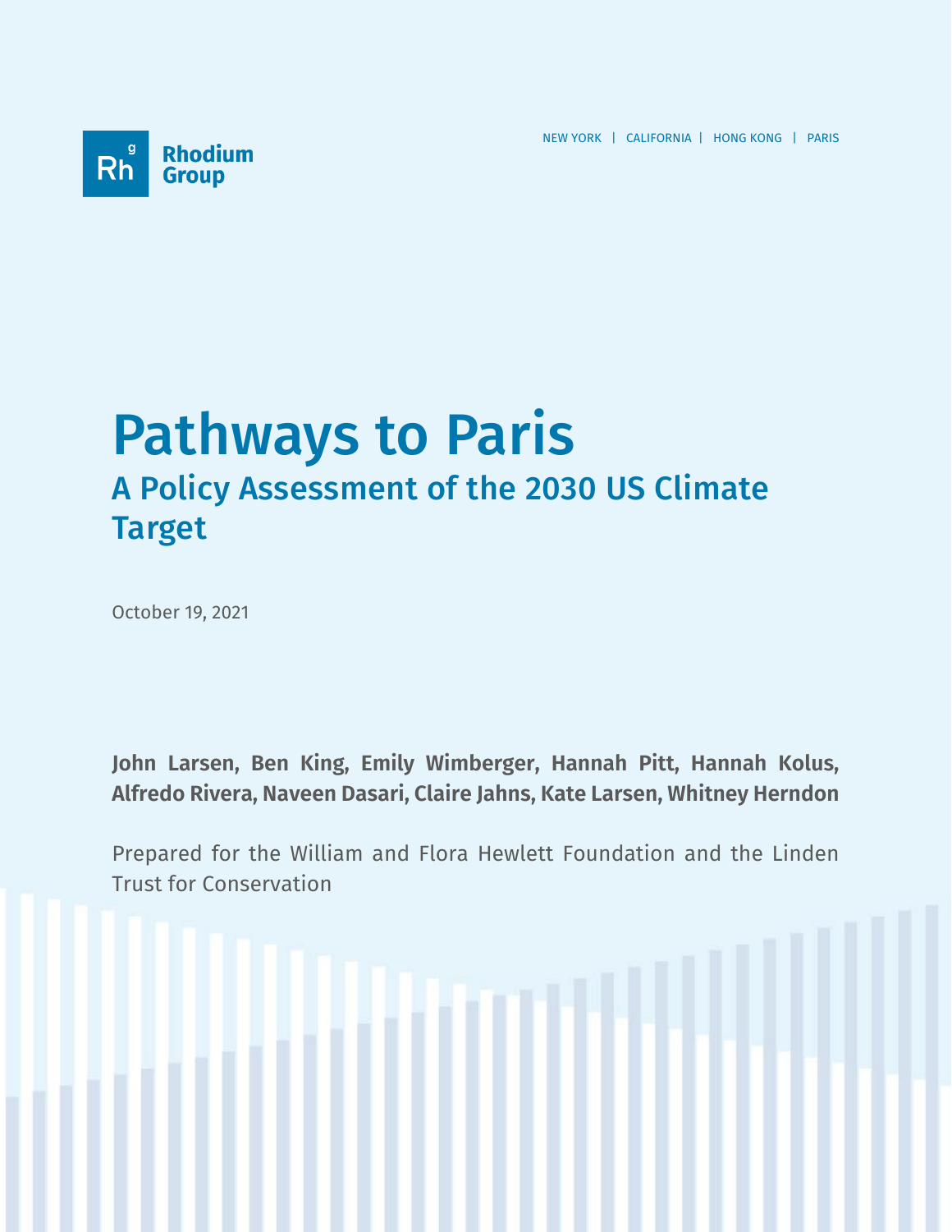Rhodium Group

NEW YORK | CALIFORNIA | HONG KONG | PARIS

# Pathways to Paris

## A Policy Assessment of the 2030 US Climate Target

October 19, 2021

**John Larsen, Ben King, Emily Wimberger, Hannah Pitt, Hannah Kolus, Alfredo Rivera, Naveen Dasari, Claire Jahns, Kate Larsen, Whitney Herndon**

Prepared for the William and Flora Hewlett Foundation and the Linden Trust for Conservation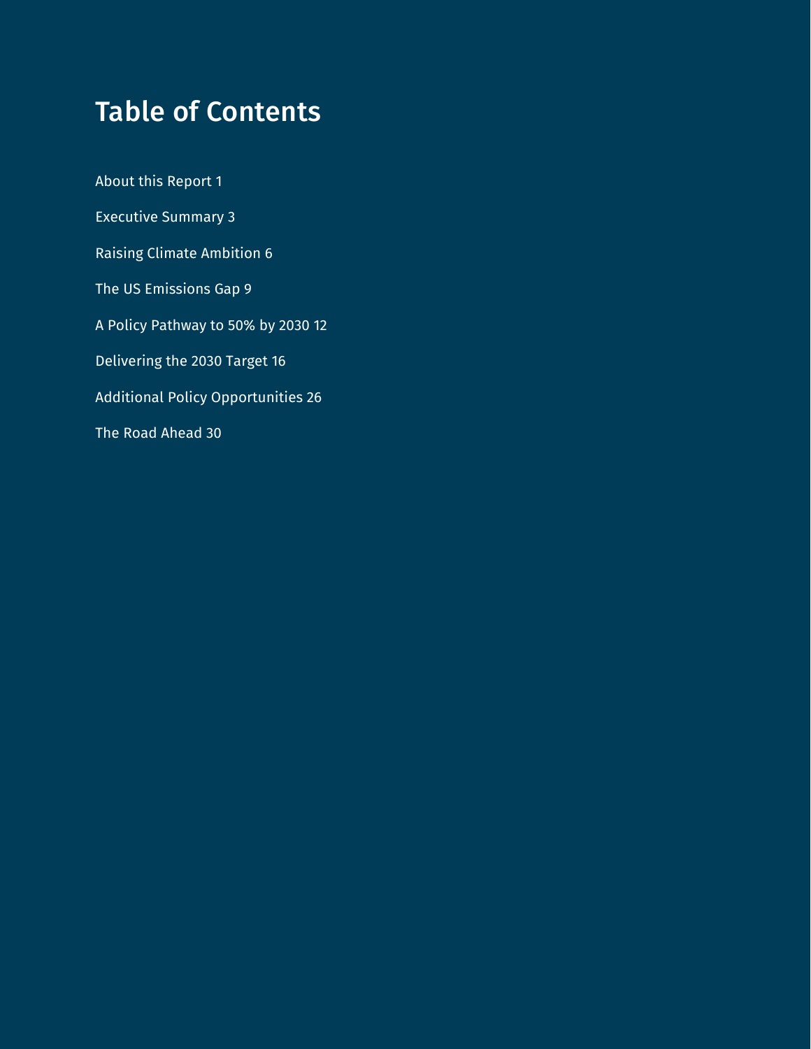# Table of Contents

About this Report 1

Executive Summary 3

Raising Climate Ambition 6

The US Emissions Gap 9

A Policy Pathway to 50% by 2030 12

Delivering the 2030 Target 16

Additional Policy Opportunities 26

The Road Ahead 30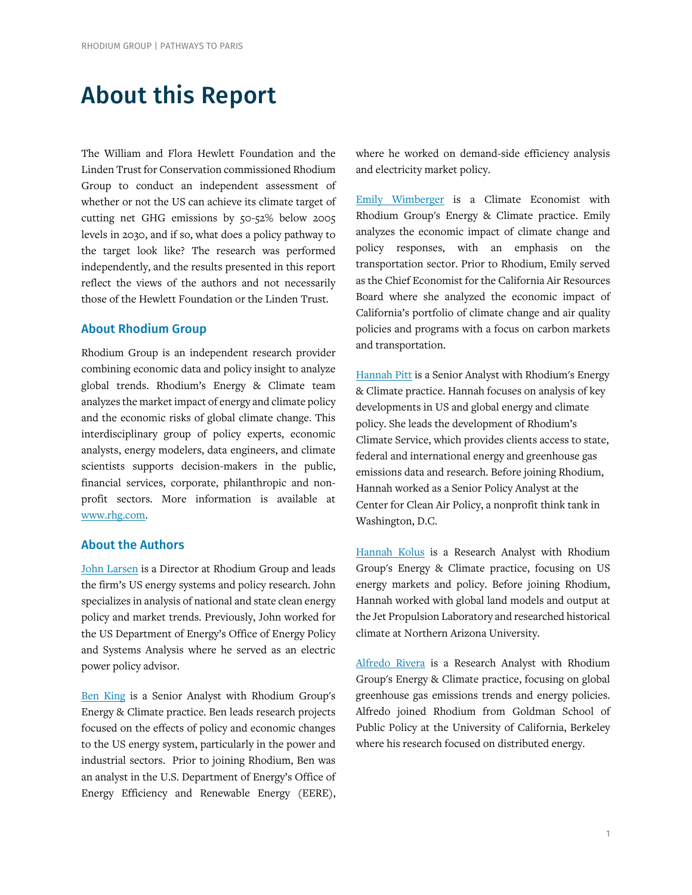# About this Report

The William and Flora Hewlett Foundation and the Linden Trust for Conservation commissioned Rhodium Group to conduct an independent assessment of whether or not the US can achieve its climate target of cutting net GHG emissions by 50-52% below 2005 levels in 2030, and if so, what does a policy pathway to the target look like? The research was performed independently, and the results presented in this report reflect the views of the authors and not necessarily those of the Hewlett Foundation or the Linden Trust.

## About Rhodium Group

Rhodium Group is an independent research provider combining economic data and policy insight to analyze global trends. Rhodium's Energy & Climate team analyzes the market impact of energy and climate policy and the economic risks of global climate change. This interdisciplinary group of policy experts, economic analysts, energy modelers, data engineers, and climate scientists supports decision-makers in the public, financial services, corporate, philanthropic and non-profit sectors. More information is available at www.rhg.com.

## About the Authors

John Larsen is a Director at Rhodium Group and leads the firm's US energy systems and policy research. John specializes in analysis of national and state clean energy policy and market trends. Previously, John worked for the US Department of Energy's Office of Energy Policy and Systems Analysis where he served as an electric power policy advisor.

Ben King is a Senior Analyst with Rhodium Group's Energy & Climate practice. Ben leads research projects focused on the effects of policy and economic changes to the US energy system, particularly in the power and industrial sectors. Prior to joining Rhodium, Ben was an analyst in the U.S. Department of Energy's Office of Energy Efficiency and Renewable Energy (EERE), where he worked on demand-side efficiency analysis and electricity market policy.

Emily Wimberger is a Climate Economist with Rhodium Group's Energy & Climate practice. Emily analyzes the economic impact of climate change and policy responses, with an emphasis on the transportation sector. Prior to Rhodium, Emily served as the Chief Economist for the California Air Resources Board where she analyzed the economic impact of California's portfolio of climate change and air quality policies and programs with a focus on carbon markets and transportation.

Hannah Pitt is a Senior Analyst with Rhodium's Energy & Climate practice. Hannah focuses on analysis of key developments in US and global energy and climate policy. She leads the development of Rhodium's Climate Service, which provides clients access to state, federal and international energy and greenhouse gas emissions data and research. Before joining Rhodium, Hannah worked as a Senior Policy Analyst at the Center for Clean Air Policy, a nonprofit think tank in Washington, D.C.

Hannah Kolus is a Research Analyst with Rhodium Group's Energy & Climate practice, focusing on US energy markets and policy. Before joining Rhodium, Hannah worked with global land models and output at the Jet Propulsion Laboratory and researched historical climate at Northern Arizona University.

Alfredo Rivera is a Research Analyst with Rhodium Group's Energy & Climate practice, focusing on global greenhouse gas emissions trends and energy policies. Alfredo joined Rhodium from Goldman School of Public Policy at the University of California, Berkeley where his research focused on distributed energy.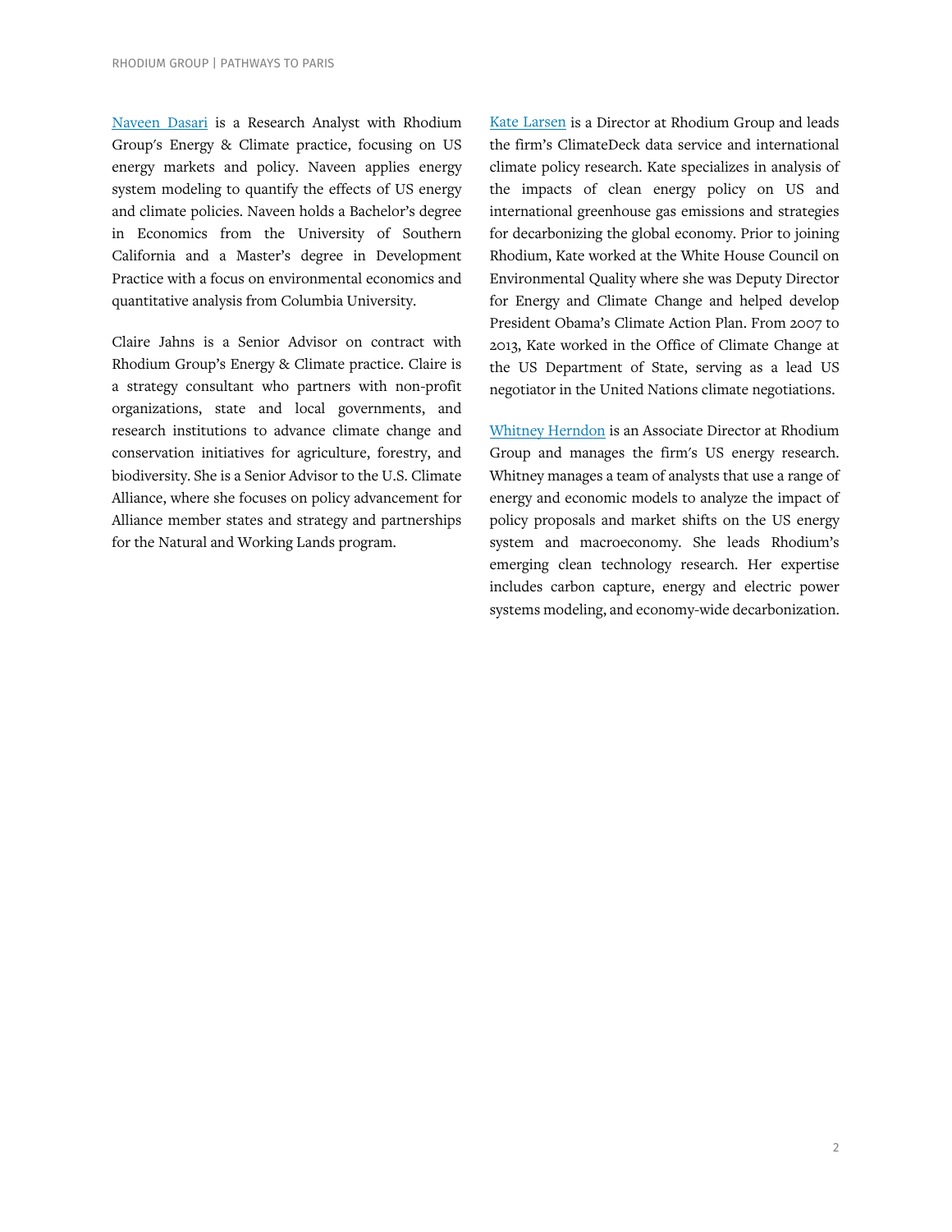Naveen Dasari is a Research Analyst with Rhodium Group's Energy & Climate practice, focusing on US energy markets and policy. Naveen applies energy system modeling to quantify the effects of US energy and climate policies. Naveen holds a Bachelor's degree in Economics from the University of Southern California and a Master's degree in Development Practice with a focus on environmental economics and quantitative analysis from Columbia University.

Claire Jahns is a Senior Advisor on contract with Rhodium Group's Energy & Climate practice. Claire is a strategy consultant who partners with non-profit organizations, state and local governments, and research institutions to advance climate change and conservation initiatives for agriculture, forestry, and biodiversity. She is a Senior Advisor to the U.S. Climate Alliance, where she focuses on policy advancement for Alliance member states and strategy and partnerships for the Natural and Working Lands program.

Kate Larsen is a Director at Rhodium Group and leads the firm's ClimateDeck data service and international climate policy research. Kate specializes in analysis of the impacts of clean energy policy on US and international greenhouse gas emissions and strategies for decarbonizing the global economy. Prior to joining Rhodium, Kate worked at the White House Council on Environmental Quality where she was Deputy Director for Energy and Climate Change and helped develop President Obama's Climate Action Plan. From 2007 to 2013, Kate worked in the Office of Climate Change at the US Department of State, serving as a lead US negotiator in the United Nations climate negotiations.

Whitney Herndon is an Associate Director at Rhodium Group and manages the firm's US energy research. Whitney manages a team of analysts that use a range of energy and economic models to analyze the impact of policy proposals and market shifts on the US energy system and macroeconomy. She leads Rhodium's emerging clean technology research. Her expertise includes carbon capture, energy and electric power systems modeling, and economy-wide decarbonization.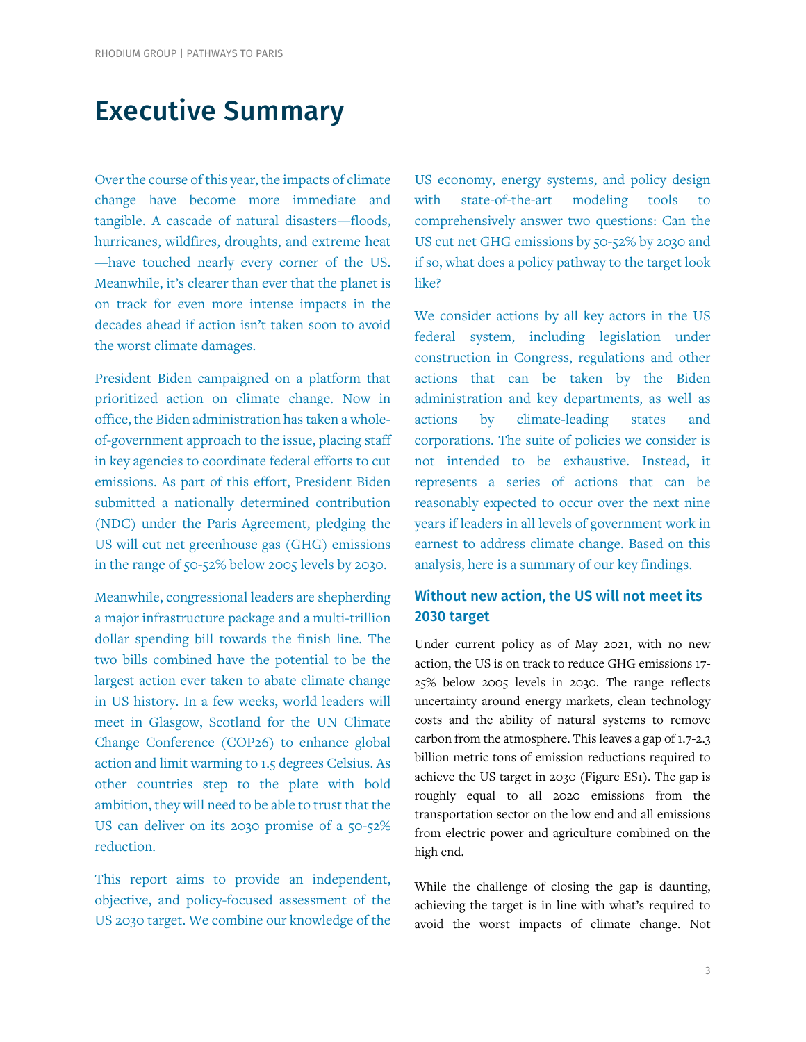# Executive Summary

Over the course of this year, the impacts of climate change have become more immediate and tangible. A cascade of natural disasters—floods, hurricanes, wildfires, droughts, and extreme heat—have touched nearly every corner of the US. Meanwhile, it's clearer than ever that the planet is on track for even more intense impacts in the decades ahead if action isn't taken soon to avoid the worst climate damages.

President Biden campaigned on a platform that prioritized action on climate change. Now in office, the Biden administration has taken a whole-of-government approach to the issue, placing staff in key agencies to coordinate federal efforts to cut emissions. As part of this effort, President Biden submitted a nationally determined contribution (NDC) under the Paris Agreement, pledging the US will cut net greenhouse gas (GHG) emissions in the range of 50-52% below 2005 levels by 2030.

Meanwhile, congressional leaders are shepherding a major infrastructure package and a multi-trillion dollar spending bill towards the finish line. The two bills combined have the potential to be the largest action ever taken to abate climate change in US history. In a few weeks, world leaders will meet in Glasgow, Scotland for the UN Climate Change Conference (COP26) to enhance global action and limit warming to 1.5 degrees Celsius. As other countries step to the plate with bold ambition, they will need to be able to trust that the US can deliver on its 2030 promise of a 50-52% reduction.

This report aims to provide an independent, objective, and policy-focused assessment of the US 2030 target. We combine our knowledge of the US economy, energy systems, and policy design with state-of-the-art modeling tools to comprehensively answer two questions: Can the US cut net GHG emissions by 50-52% by 2030 and if so, what does a policy pathway to the target look like?

We consider actions by all key actors in the US federal system, including legislation under construction in Congress, regulations and other actions that can be taken by the Biden administration and key departments, as well as actions by climate-leading states and corporations. The suite of policies we consider is not intended to be exhaustive. Instead, it represents a series of actions that can be reasonably expected to occur over the next nine years if leaders in all levels of government work in earnest to address climate change. Based on this analysis, here is a summary of our key findings.

### Without new action, the US will not meet its 2030 target

Under current policy as of May 2021, with no new action, the US is on track to reduce GHG emissions 17-25% below 2005 levels in 2030. The range reflects uncertainty around energy markets, clean technology costs and the ability of natural systems to remove carbon from the atmosphere. This leaves a gap of 1.7-2.3 billion metric tons of emission reductions required to achieve the US target in 2030 (Figure ES1). The gap is roughly equal to all 2020 emissions from the transportation sector on the low end and all emissions from electric power and agriculture combined on the high end.

While the challenge of closing the gap is daunting, achieving the target is in line with what's required to avoid the worst impacts of climate change. Not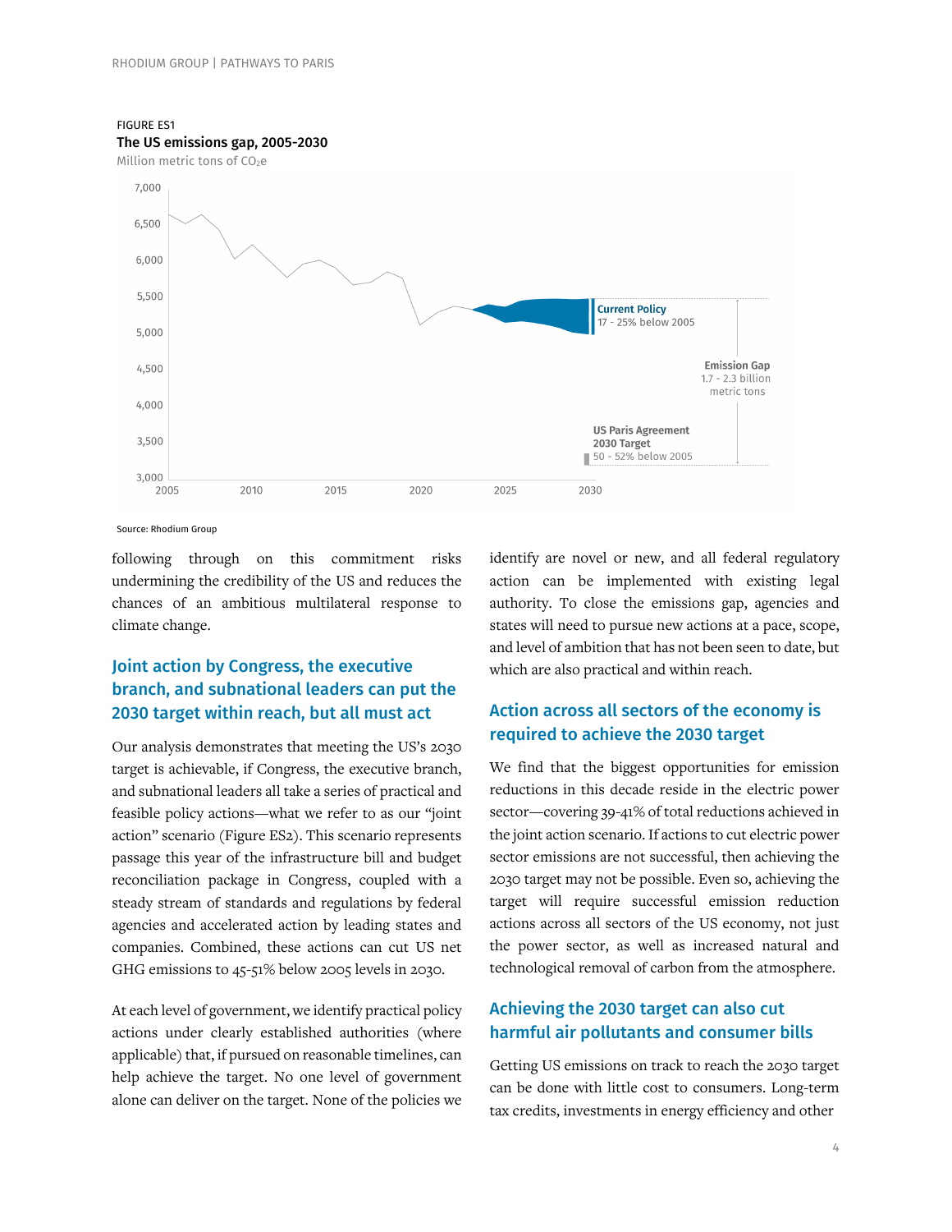FIGURE ES1

**The US emissions gap, 2005-2030**

Million metric tons of $CO_2$e

Current Policy: 17 - 25% below 2005

Emission Gap: 1.7 - 2.3 billion metric tons

US Paris Agreement 2030 Target: 50 - 52% below 2005

Source: Rhodium Group

following through on this commitment risks undermining the credibility of the US and reduces the chances of an ambitious multilateral response to climate change.

## Joint action by Congress, the executive branch, and subnational leaders can put the 2030 target within reach, but all must act

Our analysis demonstrates that meeting the US's 2030 target is achievable, if Congress, the executive branch, and subnational leaders all take a series of practical and feasible policy actions—what we refer to as our "joint action" scenario (Figure ES2). This scenario represents passage this year of the infrastructure bill and budget reconciliation package in Congress, coupled with a steady stream of standards and regulations by federal agencies and accelerated action by leading states and companies. Combined, these actions can cut US net GHG emissions to 45-51% below 2005 levels in 2030.

At each level of government, we identify practical policy actions under clearly established authorities (where applicable) that, if pursued on reasonable timelines, can help achieve the target. No one level of government alone can deliver on the target. None of the policies we identify are novel or new, and all federal regulatory action can be implemented with existing legal authority. To close the emissions gap, agencies and states will need to pursue new actions at a pace, scope, and level of ambition that has not been seen to date, but which are also practical and within reach.

## Action across all sectors of the economy is required to achieve the 2030 target

We find that the biggest opportunities for emission reductions in this decade reside in the electric power sector—covering 39-41% of total reductions achieved in the joint action scenario. If actions to cut electric power sector emissions are not successful, then achieving the 2030 target may not be possible. Even so, achieving the target will require successful emission reduction actions across all sectors of the US economy, not just the power sector, as well as increased natural and technological removal of carbon from the atmosphere.

## Achieving the 2030 target can also cut harmful air pollutants and consumer bills

Getting US emissions on track to reach the 2030 target can be done with little cost to consumers. Long-term tax credits, investments in energy efficiency and other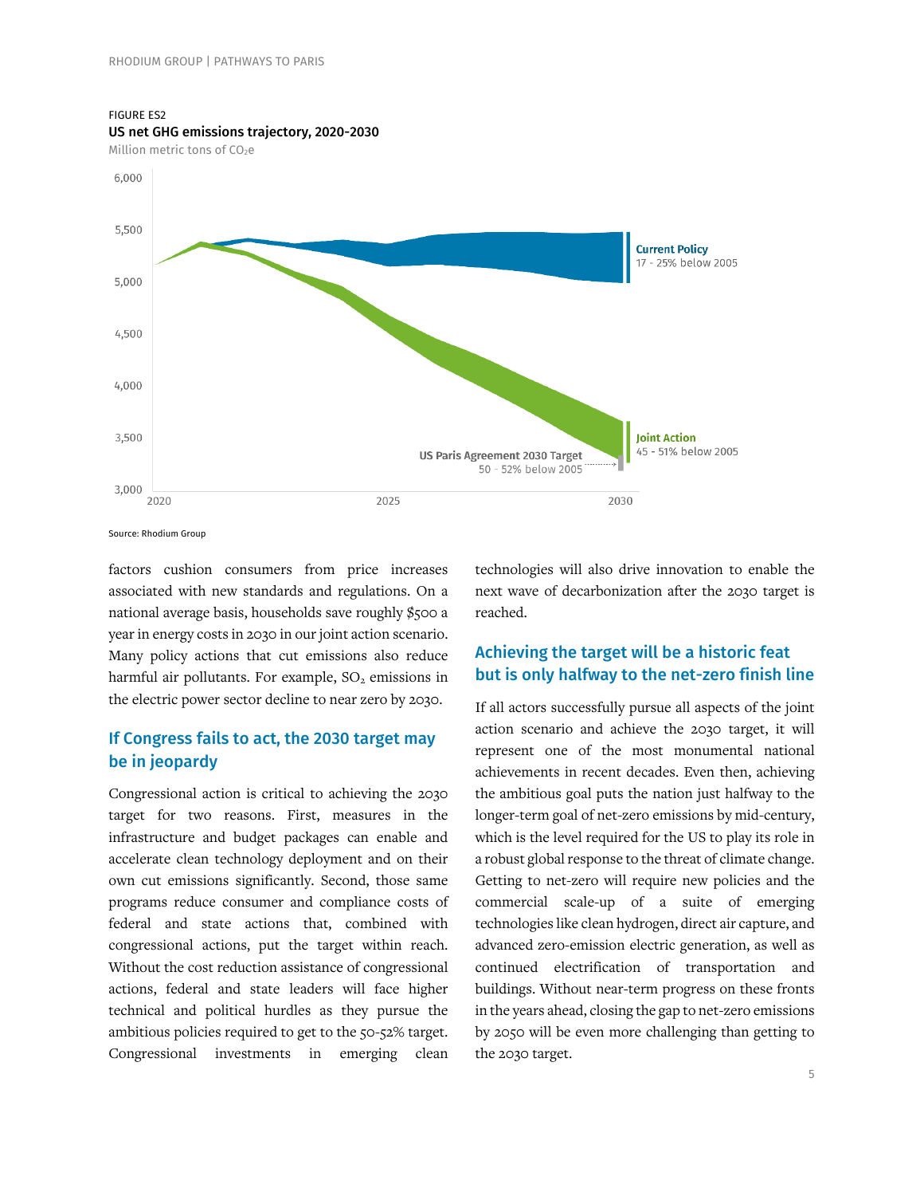FIGURE ES2

**US net GHG emissions trajectory, 2020-2030**

Million metric tons of $CO_2e$

Source: Rhodium Group

factors cushion consumers from price increases associated with new standards and regulations. On a national average basis, households save roughly $500 a year in energy costs in 2030 in our joint action scenario. Many policy actions that cut emissions also reduce harmful air pollutants. For example, $SO_2$ emissions in the electric power sector decline to near zero by 2030.

## If Congress fails to act, the 2030 target may be in jeopardy

Congressional action is critical to achieving the 2030 target for two reasons. First, measures in the infrastructure and budget packages can enable and accelerate clean technology deployment and on their own cut emissions significantly. Second, those same programs reduce consumer and compliance costs of federal and state actions that, combined with congressional actions, put the target within reach. Without the cost reduction assistance of congressional actions, federal and state leaders will face higher technical and political hurdles as they pursue the ambitious policies required to get to the 50-52% target. Congressional investments in emerging clean technologies will also drive innovation to enable the next wave of decarbonization after the 2030 target is reached.

## Achieving the target will be a historic feat but is only halfway to the net-zero finish line

If all actors successfully pursue all aspects of the joint action scenario and achieve the 2030 target, it will represent one of the most monumental national achievements in recent decades. Even then, achieving the ambitious goal puts the nation just halfway to the longer-term goal of net-zero emissions by mid-century, which is the level required for the US to play its role in a robust global response to the threat of climate change. Getting to net-zero will require new policies and the commercial scale-up of a suite of emerging technologies like clean hydrogen, direct air capture, and advanced zero-emission electric generation, as well as continued electrification of transportation and buildings. Without near-term progress on these fronts in the years ahead, closing the gap to net-zero emissions by 2050 will be even more challenging than getting to the 2030 target.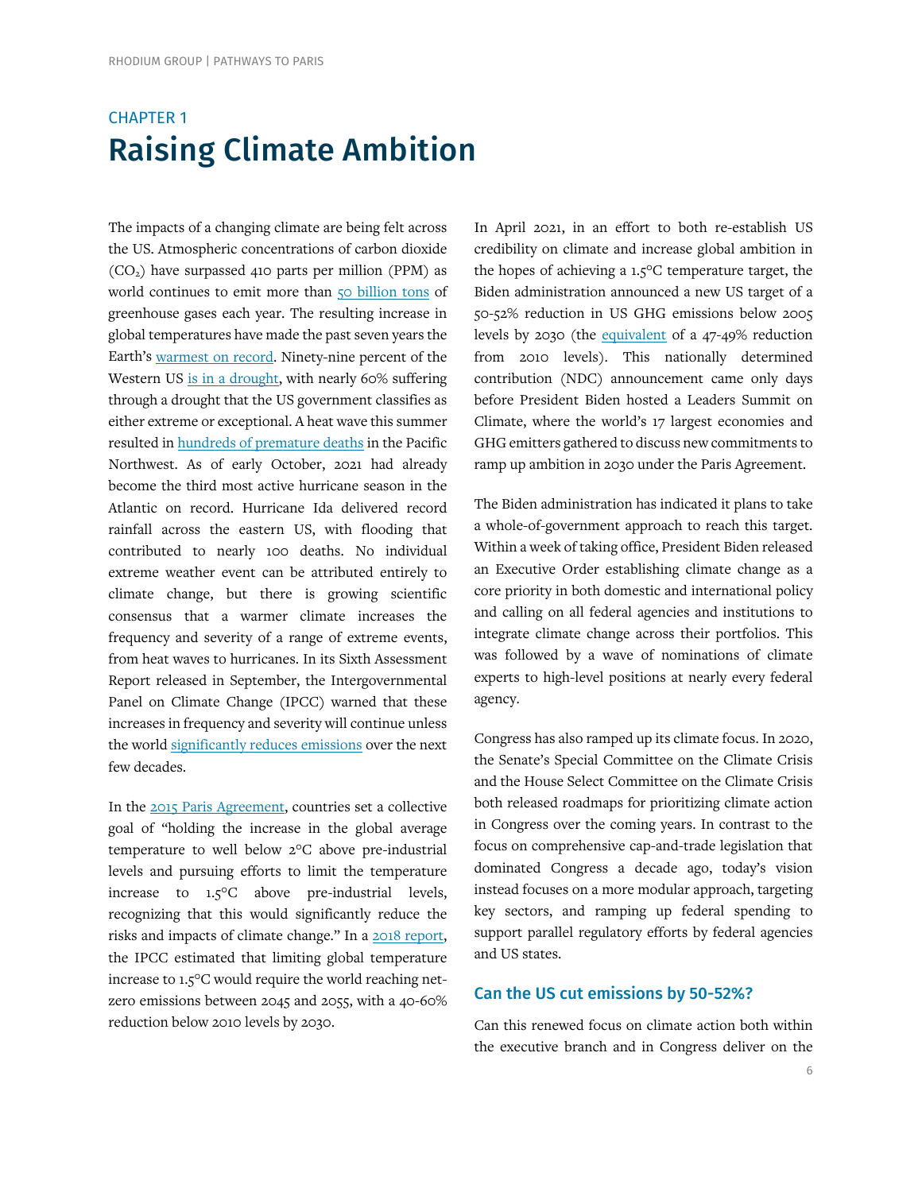CHAPTER 1

# Raising Climate Ambition

The impacts of a changing climate are being felt across the US. Atmospheric concentrations of carbon dioxide ($CO_2$) have surpassed 410 parts per million (PPM) as world continues to emit more than 50 billion tons of greenhouse gases each year. The resulting increase in global temperatures have made the past seven years the Earth's warmest on record. Ninety-nine percent of the Western US is in a drought, with nearly 60% suffering through a drought that the US government classifies as either extreme or exceptional. A heat wave this summer resulted in hundreds of premature deaths in the Pacific Northwest. As of early October, 2021 had already become the third most active hurricane season in the Atlantic on record. Hurricane Ida delivered record rainfall across the eastern US, with flooding that contributed to nearly 100 deaths. No individual extreme weather event can be attributed entirely to climate change, but there is growing scientific consensus that a warmer climate increases the frequency and severity of a range of extreme events, from heat waves to hurricanes. In its Sixth Assessment Report released in September, the Intergovernmental Panel on Climate Change (IPCC) warned that these increases in frequency and severity will continue unless the world significantly reduces emissions over the next few decades.

In the 2015 Paris Agreement, countries set a collective goal of "holding the increase in the global average temperature to well below 2°C above pre-industrial levels and pursuing efforts to limit the temperature increase to 1.5°C above pre-industrial levels, recognizing that this would significantly reduce the risks and impacts of climate change." In a 2018 report, the IPCC estimated that limiting global temperature increase to 1.5°C would require the world reaching net-zero emissions between 2045 and 2055, with a 40-60% reduction below 2010 levels by 2030.

In April 2021, in an effort to both re-establish US credibility on climate and increase global ambition in the hopes of achieving a 1.5°C temperature target, the Biden administration announced a new US target of a 50-52% reduction in US GHG emissions below 2005 levels by 2030 (the equivalent of a 47-49% reduction from 2010 levels). This nationally determined contribution (NDC) announcement came only days before President Biden hosted a Leaders Summit on Climate, where the world's 17 largest economies and GHG emitters gathered to discuss new commitments to ramp up ambition in 2030 under the Paris Agreement.

The Biden administration has indicated it plans to take a whole-of-government approach to reach this target. Within a week of taking office, President Biden released an Executive Order establishing climate change as a core priority in both domestic and international policy and calling on all federal agencies and institutions to integrate climate change across their portfolios. This was followed by a wave of nominations of climate experts to high-level positions at nearly every federal agency.

Congress has also ramped up its climate focus. In 2020, the Senate's Special Committee on the Climate Crisis and the House Select Committee on the Climate Crisis both released roadmaps for prioritizing climate action in Congress over the coming years. In contrast to the focus on comprehensive cap-and-trade legislation that dominated Congress a decade ago, today's vision instead focuses on a more modular approach, targeting key sectors, and ramping up federal spending to support parallel regulatory efforts by federal agencies and US states.

### Can the US cut emissions by 50-52%?

Can this renewed focus on climate action both within the executive branch and in Congress deliver on the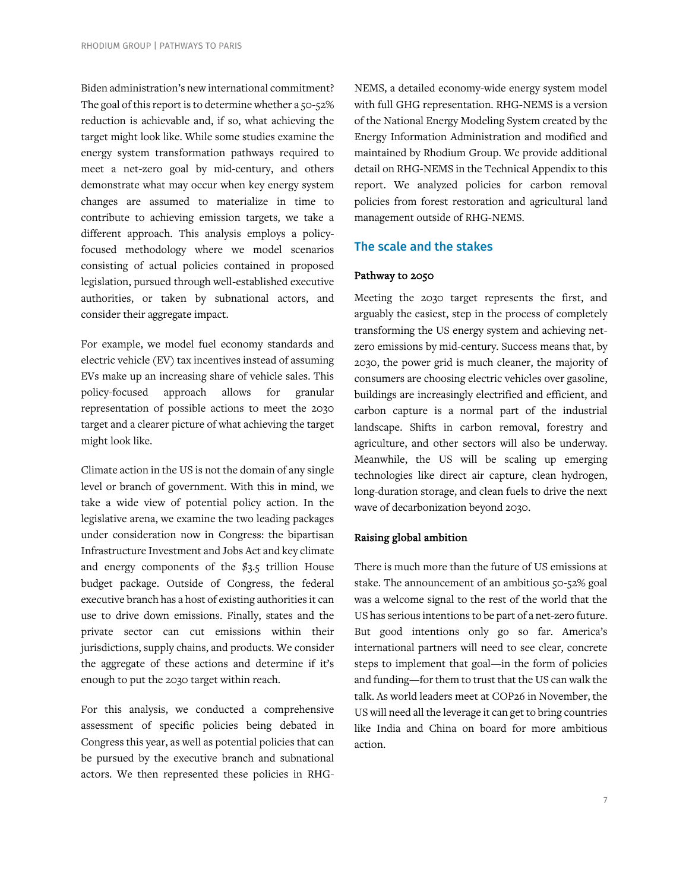Biden administration's new international commitment? The goal of this report is to determine whether a 50-52% reduction is achievable and, if so, what achieving the target might look like. While some studies examine the energy system transformation pathways required to meet a net-zero goal by mid-century, and others demonstrate what may occur when key energy system changes are assumed to materialize in time to contribute to achieving emission targets, we take a different approach. This analysis employs a policy-focused methodology where we model scenarios consisting of actual policies contained in proposed legislation, pursued through well-established executive authorities, or taken by subnational actors, and consider their aggregate impact.

For example, we model fuel economy standards and electric vehicle (EV) tax incentives instead of assuming EVs make up an increasing share of vehicle sales. This policy-focused approach allows for granular representation of possible actions to meet the 2030 target and a clearer picture of what achieving the target might look like.

Climate action in the US is not the domain of any single level or branch of government. With this in mind, we take a wide view of potential policy action. In the legislative arena, we examine the two leading packages under consideration now in Congress: the bipartisan Infrastructure Investment and Jobs Act and key climate and energy components of the $3.5 trillion House budget package. Outside of Congress, the federal executive branch has a host of existing authorities it can use to drive down emissions. Finally, states and the private sector can cut emissions within their jurisdictions, supply chains, and products. We consider the aggregate of these actions and determine if it's enough to put the 2030 target within reach.

For this analysis, we conducted a comprehensive assessment of specific policies being debated in Congress this year, as well as potential policies that can be pursued by the executive branch and subnational actors. We then represented these policies in RHG-NEMS, a detailed economy-wide energy system model with full GHG representation. RHG-NEMS is a version of the National Energy Modeling System created by the Energy Information Administration and modified and maintained by Rhodium Group. We provide additional detail on RHG-NEMS in the Technical Appendix to this report. We analyzed policies for carbon removal policies from forest restoration and agricultural land management outside of RHG-NEMS.

## The scale and the stakes

### Pathway to 2050

Meeting the 2030 target represents the first, and arguably the easiest, step in the process of completely transforming the US energy system and achieving net-zero emissions by mid-century. Success means that, by 2030, the power grid is much cleaner, the majority of consumers are choosing electric vehicles over gasoline, buildings are increasingly electrified and efficient, and carbon capture is a normal part of the industrial landscape. Shifts in carbon removal, forestry and agriculture, and other sectors will also be underway. Meanwhile, the US will be scaling up emerging technologies like direct air capture, clean hydrogen, long-duration storage, and clean fuels to drive the next wave of decarbonization beyond 2030.

### Raising global ambition

There is much more than the future of US emissions at stake. The announcement of an ambitious 50-52% goal was a welcome signal to the rest of the world that the US has serious intentions to be part of a net-zero future. But good intentions only go so far. America's international partners will need to see clear, concrete steps to implement that goal—in the form of policies and funding—for them to trust that the US can walk the talk. As world leaders meet at COP26 in November, the US will need all the leverage it can get to bring countries like India and China on board for more ambitious action.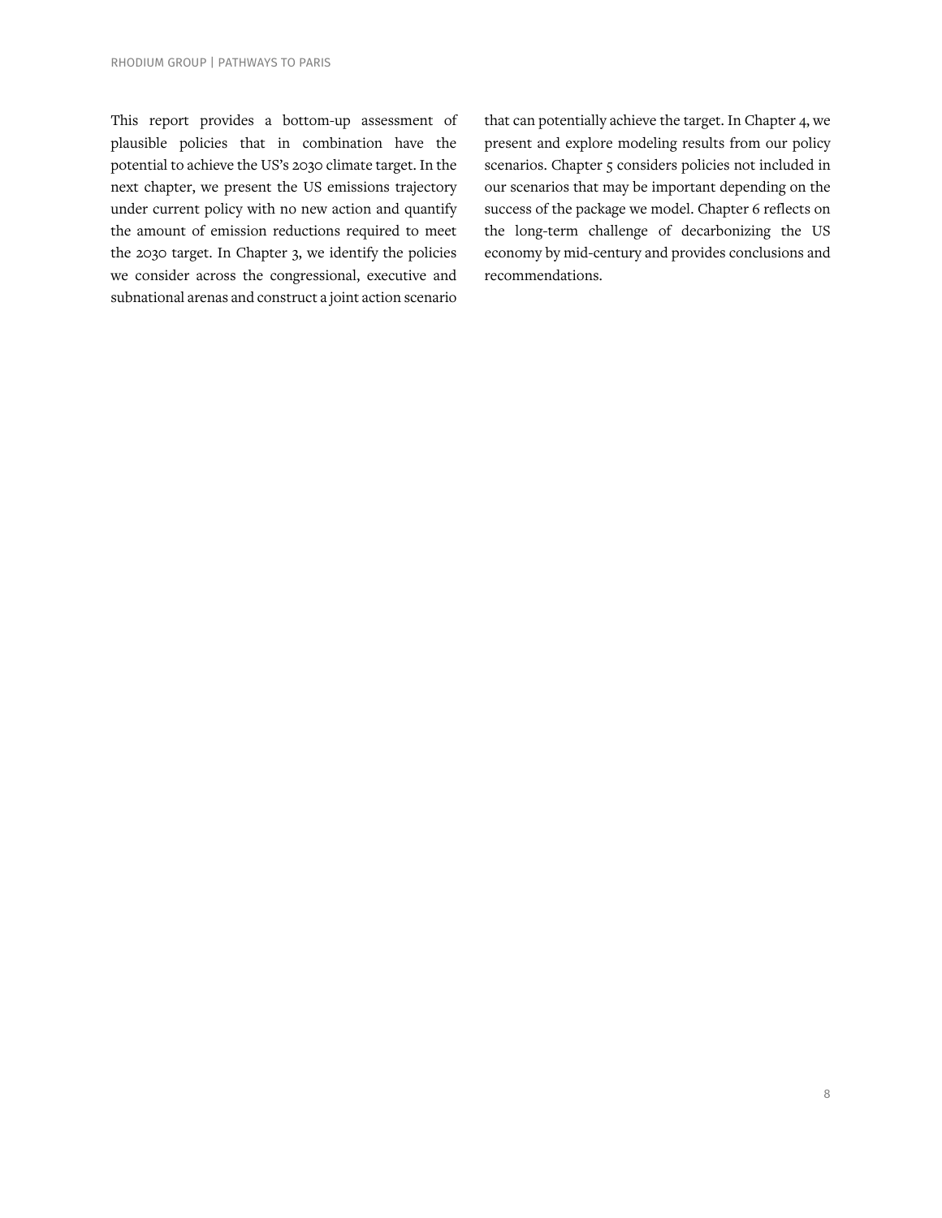This report provides a bottom-up assessment of plausible policies that in combination have the potential to achieve the US's 2030 climate target. In the next chapter, we present the US emissions trajectory under current policy with no new action and quantify the amount of emission reductions required to meet the 2030 target. In Chapter 3, we identify the policies we consider across the congressional, executive and subnational arenas and construct a joint action scenario that can potentially achieve the target. In Chapter 4, we present and explore modeling results from our policy scenarios. Chapter 5 considers policies not included in our scenarios that may be important depending on the success of the package we model. Chapter 6 reflects on the long-term challenge of decarbonizing the US economy by mid-century and provides conclusions and recommendations.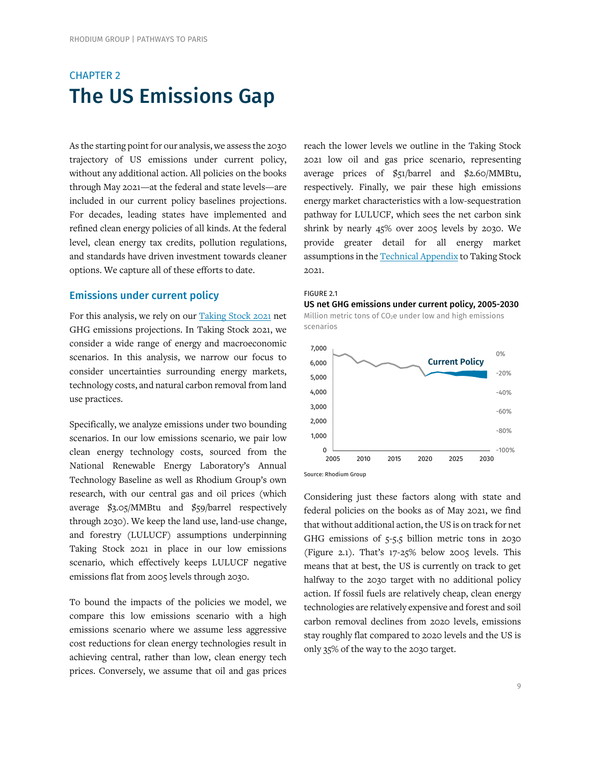## CHAPTER 2

# The US Emissions Gap

As the starting point for our analysis, we assess the 2030 trajectory of US emissions under current policy, without any additional action. All policies on the books through May 2021—at the federal and state levels—are included in our current policy baselines projections. For decades, leading states have implemented and refined clean energy policies of all kinds. At the federal level, clean energy tax credits, pollution regulations, and standards have driven investment towards cleaner options. We capture all of these efforts to date.

### Emissions under current policy

For this analysis, we rely on our Taking Stock 2021 net GHG emissions projections. In Taking Stock 2021, we consider a wide range of energy and macroeconomic scenarios. In this analysis, we narrow our focus to consider uncertainties surrounding energy markets, technology costs, and natural carbon removal from land use practices.

Specifically, we analyze emissions under two bounding scenarios. In our low emissions scenario, we pair low clean energy technology costs, sourced from the National Renewable Energy Laboratory's Annual Technology Baseline as well as Rhodium Group's own research, with our central gas and oil prices (which average $3.05/MMBtu and $59/barrel respectively through 2030). We keep the land use, land-use change, and forestry (LULUCF) assumptions underpinning Taking Stock 2021 in place in our low emissions scenario, which effectively keeps LULUCF negative emissions flat from 2005 levels through 2030.

To bound the impacts of the policies we model, we compare this low emissions scenario with a high emissions scenario where we assume less aggressive cost reductions for clean energy technologies result in achieving central, rather than low, clean energy tech prices. Conversely, we assume that oil and gas prices reach the lower levels we outline in the Taking Stock 2021 low oil and gas price scenario, representing average prices of $51/barrel and $2.60/MMBtu, respectively. Finally, we pair these high emissions energy market characteristics with a low-sequestration pathway for LULUCF, which sees the net carbon sink shrink by nearly 45% over 2005 levels by 2030. We provide greater detail for all energy market assumptions in the Technical Appendix to Taking Stock 2021.

FIGURE 2.1

**US net GHG emissions under current policy, 2005-2030**

Million metric tons of $CO_2e$ under low and high emissions scenarios

Source: Rhodium Group

Considering just these factors along with state and federal policies on the books as of May 2021, we find that without additional action, the US is on track for net GHG emissions of 5-5.5 billion metric tons in 2030 (Figure 2.1). That's 17-25% below 2005 levels. This means that at best, the US is currently on track to get halfway to the 2030 target with no additional policy action. If fossil fuels are relatively cheap, clean energy technologies are relatively expensive and forest and soil carbon removal declines from 2020 levels, emissions stay roughly flat compared to 2020 levels and the US is only 35% of the way to the 2030 target.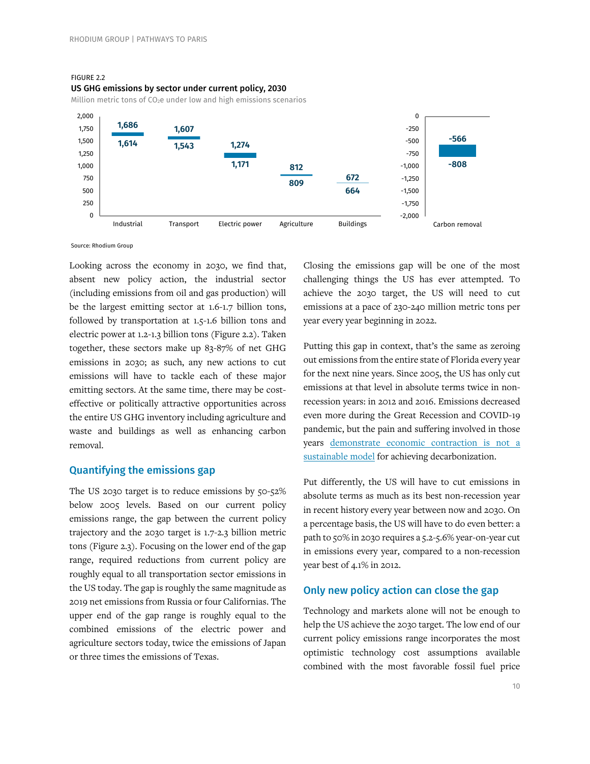FIGURE 2.2

**US GHG emissions by sector under current policy, 2030**

Million metric tons of $CO_2e$ under low and high emissions scenarios

| Sector | High | Low |
|---|---|---|
| Industrial | 1,686 | 1,614 |
| Transport | 1,607 | 1,543 |
| Electric power | 1,274 | 1,171 |
| Agriculture | 812 | 809 |
| Buildings | 672 | 664 |
| Carbon removal | -566 | -808 |

Source: Rhodium Group

Looking across the economy in 2030, we find that, absent new policy action, the industrial sector (including emissions from oil and gas production) will be the largest emitting sector at 1.6-1.7 billion tons, followed by transportation at 1.5-1.6 billion tons and electric power at 1.2-1.3 billion tons (Figure 2.2). Taken together, these sectors make up 83-87% of net GHG emissions in 2030; as such, any new actions to cut emissions will have to tackle each of these major emitting sectors. At the same time, there may be cost-effective or politically attractive opportunities across the entire US GHG inventory including agriculture and waste and buildings as well as enhancing carbon removal.

## Quantifying the emissions gap

The US 2030 target is to reduce emissions by 50-52% below 2005 levels. Based on our current policy emissions range, the gap between the current policy trajectory and the 2030 target is 1.7-2.3 billion metric tons (Figure 2.3). Focusing on the lower end of the gap range, required reductions from current policy are roughly equal to all transportation sector emissions in the US today. The gap is roughly the same magnitude as 2019 net emissions from Russia or four Californias. The upper end of the gap range is roughly equal to the combined emissions of the electric power and agriculture sectors today, twice the emissions of Japan or three times the emissions of Texas.

Closing the emissions gap will be one of the most challenging things the US has ever attempted. To achieve the 2030 target, the US will need to cut emissions at a pace of 230-240 million metric tons per year every year beginning in 2022.

Putting this gap in context, that's the same as zeroing out emissions from the entire state of Florida every year for the next nine years. Since 2005, the US has only cut emissions at that level in absolute terms twice in non-recession years: in 2012 and 2016. Emissions decreased even more during the Great Recession and COVID-19 pandemic, but the pain and suffering involved in those years demonstrate economic contraction is not a sustainable model for achieving decarbonization.

Put differently, the US will have to cut emissions in absolute terms as much as its best non-recession year in recent history every year between now and 2030. On a percentage basis, the US will have to do even better: a path to 50% in 2030 requires a 5.2-5.6% year-on-year cut in emissions every year, compared to a non-recession year best of 4.1% in 2012.

## Only new policy action can close the gap

Technology and markets alone will not be enough to help the US achieve the 2030 target. The low end of our current policy emissions range incorporates the most optimistic technology cost assumptions available combined with the most favorable fossil fuel price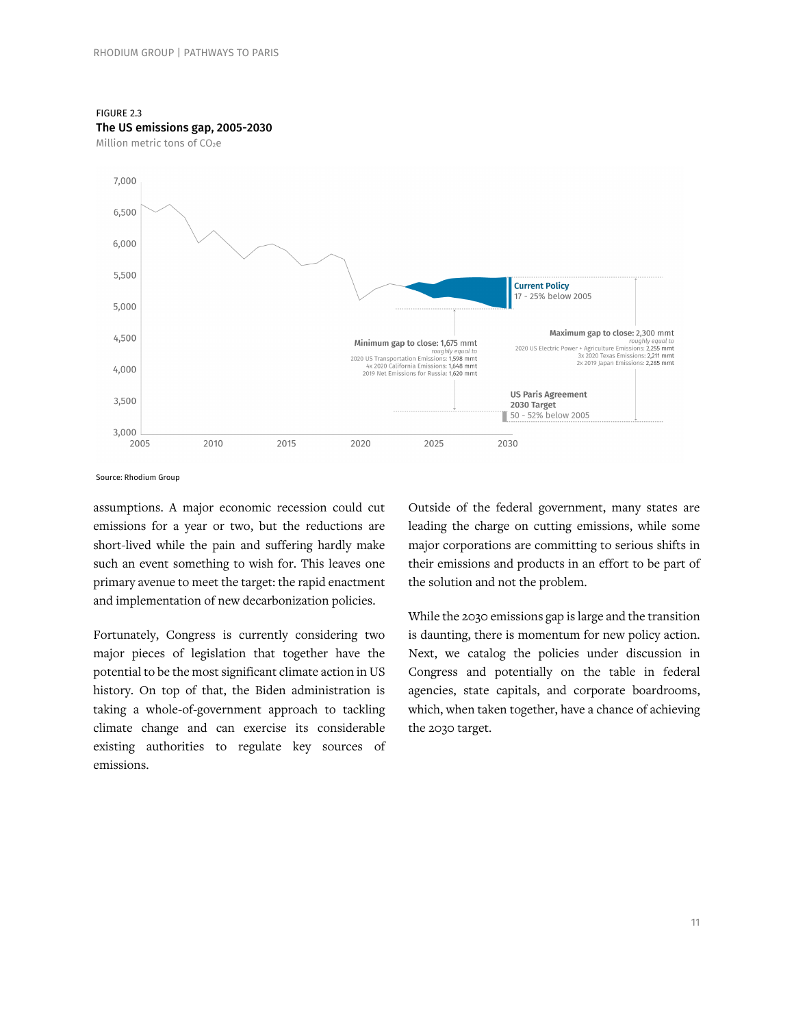FIGURE 2.3

**The US emissions gap, 2005-2030**

Million metric tons of $CO_2e$

Current Policy
17 - 25% below 2005

Minimum gap to close: 1,675 mmt
*roughly equal to*
2020 US Transportation Emissions: 1,598 mmt
4x 2020 California Emissions: 1,648 mmt
2019 Net Emissions for Russia: 1,620 mmt

Maximum gap to close: 2,300 mmt
*roughly equal to*
2020 US Electric Power + Agriculture Emissions: 2,255 mmt
3x 2020 Texas Emissions: 2,211 mmt
2x 2019 Japan Emissions: 2,285 mmt

US Paris Agreement 2030 Target
50 - 52% below 2005

Source: Rhodium Group

assumptions. A major economic recession could cut emissions for a year or two, but the reductions are short-lived while the pain and suffering hardly make such an event something to wish for. This leaves one primary avenue to meet the target: the rapid enactment and implementation of new decarbonization policies.

Fortunately, Congress is currently considering two major pieces of legislation that together have the potential to be the most significant climate action in US history. On top of that, the Biden administration is taking a whole-of-government approach to tackling climate change and can exercise its considerable existing authorities to regulate key sources of emissions.

Outside of the federal government, many states are leading the charge on cutting emissions, while some major corporations are committing to serious shifts in their emissions and products in an effort to be part of the solution and not the problem.

While the 2030 emissions gap is large and the transition is daunting, there is momentum for new policy action. Next, we catalog the policies under discussion in Congress and potentially on the table in federal agencies, state capitals, and corporate boardrooms, which, when taken together, have a chance of achieving the 2030 target.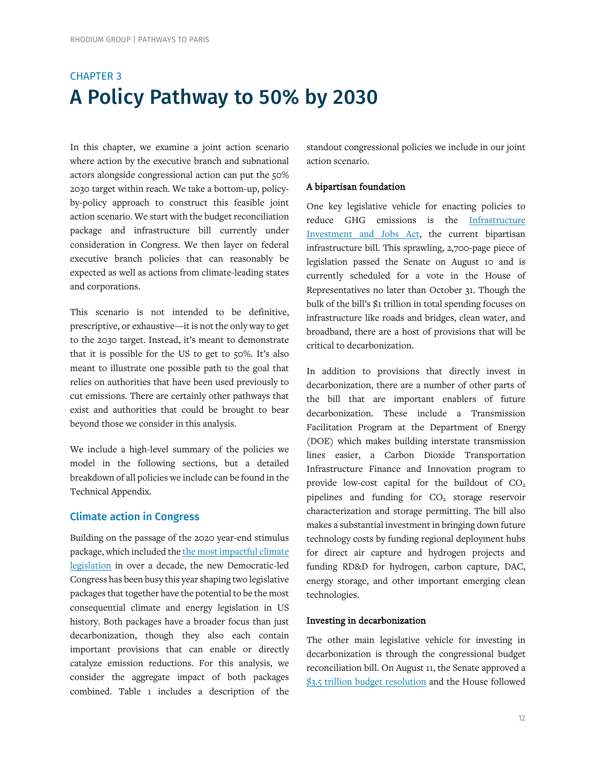## CHAPTER 3

# A Policy Pathway to 50% by 2030

In this chapter, we examine a joint action scenario where action by the executive branch and subnational actors alongside congressional action can put the 50% 2030 target within reach. We take a bottom-up, policy-by-policy approach to construct this feasible joint action scenario. We start with the budget reconciliation package and infrastructure bill currently under consideration in Congress. We then layer on federal executive branch policies that can reasonably be expected as well as actions from climate-leading states and corporations.

This scenario is not intended to be definitive, prescriptive, or exhaustive—it is not the only way to get to the 2030 target. Instead, it's meant to demonstrate that it is possible for the US to get to 50%. It's also meant to illustrate one possible path to the goal that relies on authorities that have been used previously to cut emissions. There are certainly other pathways that exist and authorities that could be brought to bear beyond those we consider in this analysis.

We include a high-level summary of the policies we model in the following sections, but a detailed breakdown of all policies we include can be found in the Technical Appendix.

## Climate action in Congress

Building on the passage of the 2020 year-end stimulus package, which included the the most impactful climate legislation in over a decade, the new Democratic-led Congress has been busy this year shaping two legislative packages that together have the potential to be the most consequential climate and energy legislation in US history. Both packages have a broader focus than just decarbonization, though they also each contain important provisions that can enable or directly catalyze emission reductions. For this analysis, we consider the aggregate impact of both packages combined. Table 1 includes a description of the standout congressional policies we include in our joint action scenario.

### A bipartisan foundation

One key legislative vehicle for enacting policies to reduce GHG emissions is the Infrastructure Investment and Jobs Act, the current bipartisan infrastructure bill. This sprawling, 2,700-page piece of legislation passed the Senate on August 10 and is currently scheduled for a vote in the House of Representatives no later than October 31. Though the bulk of the bill's $1 trillion in total spending focuses on infrastructure like roads and bridges, clean water, and broadband, there are a host of provisions that will be critical to decarbonization.

In addition to provisions that directly invest in decarbonization, there are a number of other parts of the bill that are important enablers of future decarbonization. These include a Transmission Facilitation Program at the Department of Energy (DOE) which makes building interstate transmission lines easier, a Carbon Dioxide Transportation Infrastructure Finance and Innovation program to provide low-cost capital for the buildout of $CO_2$ pipelines and funding for $CO_2$ storage reservoir characterization and storage permitting. The bill also makes a substantial investment in bringing down future technology costs by funding regional deployment hubs for direct air capture and hydrogen projects and funding RD&D for hydrogen, carbon capture, DAC, energy storage, and other important emerging clean technologies.

### Investing in decarbonization

The other main legislative vehicle for investing in decarbonization is through the congressional budget reconciliation bill. On August 11, the Senate approved a $3.5 trillion budget resolution and the House followed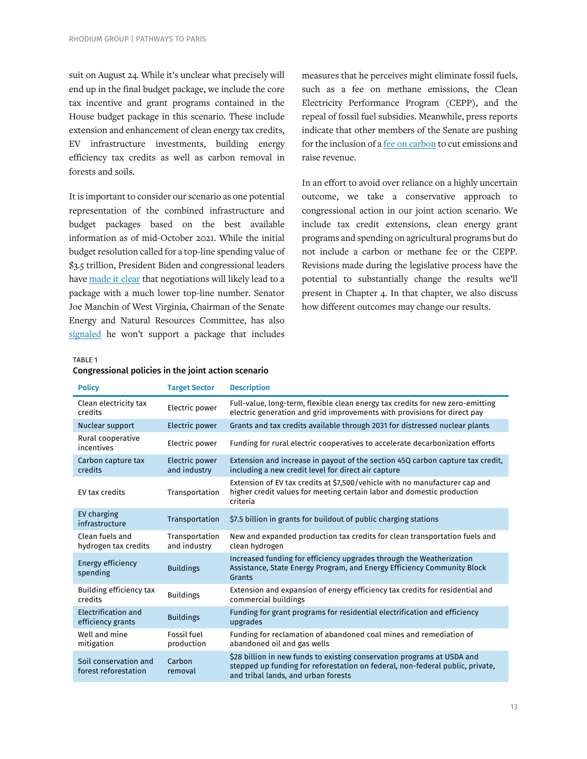suit on August 24. While it's unclear what precisely will end up in the final budget package, we include the core tax incentive and grant programs contained in the House budget package in this scenario. These include extension and enhancement of clean energy tax credits, EV infrastructure investments, building energy efficiency tax credits as well as carbon removal in forests and soils.

It is important to consider our scenario as one potential representation of the combined infrastructure and budget packages based on the best available information as of mid-October 2021. While the initial budget resolution called for a top-line spending value of $3.5 trillion, President Biden and congressional leaders have made it clear that negotiations will likely lead to a package with a much lower top-line number. Senator Joe Manchin of West Virginia, Chairman of the Senate Energy and Natural Resources Committee, has also signaled he won't support a package that includes measures that he perceives might eliminate fossil fuels, such as a fee on methane emissions, the Clean Electricity Performance Program (CEPP), and the repeal of fossil fuel subsidies. Meanwhile, press reports indicate that other members of the Senate are pushing for the inclusion of a fee on carbon to cut emissions and raise revenue.

In an effort to avoid over reliance on a highly uncertain outcome, we take a conservative approach to congressional action in our joint action scenario. We include tax credit extensions, clean energy grant programs and spending on agricultural programs but do not include a carbon or methane fee or the CEPP. Revisions made during the legislative process have the potential to substantially change the results we'll present in Chapter 4. In that chapter, we also discuss how different outcomes may change our results.

TABLE 1

**Congressional policies in the joint action scenario**

| Policy | Target Sector | Description |
|---|---|---|
| Clean electricity tax credits | Electric power | Full-value, long-term, flexible clean energy tax credits for new zero-emitting electric generation and grid improvements with provisions for direct pay |
| Nuclear support | Electric power | Grants and tax credits available through 2031 for distressed nuclear plants |
| Rural cooperative incentives | Electric power | Funding for rural electric cooperatives to accelerate decarbonization efforts |
| Carbon capture tax credits | Electric power and industry | Extension and increase in payout of the section 45Q carbon capture tax credit, including a new credit level for direct air capture |
| EV tax credits | Transportation | Extension of EV tax credits at $7,500/vehicle with no manufacturer cap and higher credit values for meeting certain labor and domestic production criteria |
| EV charging infrastructure | Transportation | $7.5 billion in grants for buildout of public charging stations |
| Clean fuels and hydrogen tax credits | Transportation and industry | New and expanded production tax credits for clean transportation fuels and clean hydrogen |
| Energy efficiency spending | Buildings | Increased funding for efficiency upgrades through the Weatherization Assistance, State Energy Program, and Energy Efficiency Community Block Grants |
| Building efficiency tax credits | Buildings | Extension and expansion of energy efficiency tax credits for residential and commercial buildings |
| Electrification and efficiency grants | Buildings | Funding for grant programs for residential electrification and efficiency upgrades |
| Well and mine mitigation | Fossil fuel production | Funding for reclamation of abandoned coal mines and remediation of abandoned oil and gas wells |
| Soil conservation and forest reforestation | Carbon removal | $28 billion in new funds to existing conservation programs at USDA and stepped up funding for reforestation on federal, non-federal public, private, and tribal lands, and urban forests |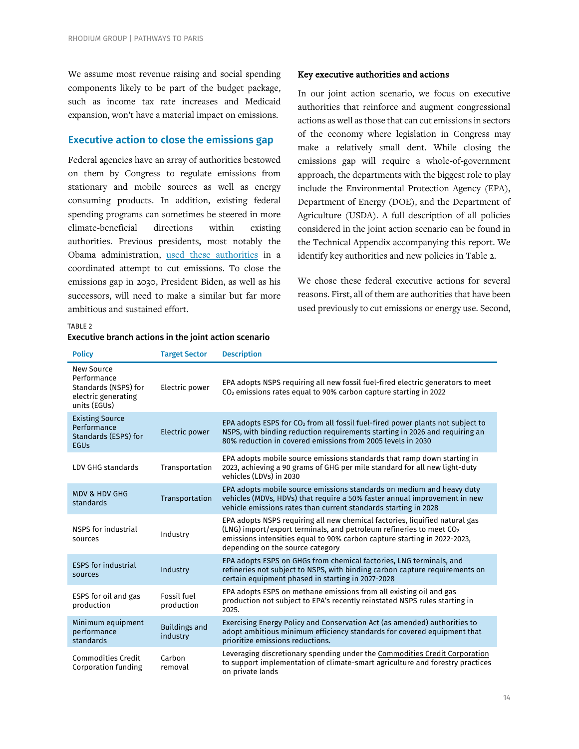We assume most revenue raising and social spending components likely to be part of the budget package, such as income tax rate increases and Medicaid expansion, won't have a material impact on emissions.

## Executive action to close the emissions gap

Federal agencies have an array of authorities bestowed on them by Congress to regulate emissions from stationary and mobile sources as well as energy consuming products. In addition, existing federal spending programs can sometimes be steered in more climate-beneficial directions within existing authorities. Previous presidents, most notably the Obama administration, used these authorities in a coordinated attempt to cut emissions. To close the emissions gap in 2030, President Biden, as well as his successors, will need to make a similar but far more ambitious and sustained effort.

### Key executive authorities and actions

In our joint action scenario, we focus on executive authorities that reinforce and augment congressional actions as well as those that can cut emissions in sectors of the economy where legislation in Congress may make a relatively small dent. While closing the emissions gap will require a whole-of-government approach, the departments with the biggest role to play include the Environmental Protection Agency (EPA), Department of Energy (DOE), and the Department of Agriculture (USDA). A full description of all policies considered in the joint action scenario can be found in the Technical Appendix accompanying this report. We identify key authorities and new policies in Table 2.

We chose these federal executive actions for several reasons. First, all of them are authorities that have been used previously to cut emissions or energy use. Second,

TABLE 2
**Executive branch actions in the joint action scenario**

| Policy | Target Sector | Description |
|---|---|---|
| New Source Performance Standards (NSPS) for electric generating units (EGUs) | Electric power | EPA adopts NSPS requiring all new fossil fuel-fired electric generators to meet $CO_2$ emissions rates equal to 90% carbon capture starting in 2022 |
| Existing Source Performance Standards (ESPS) for EGUs | Electric power | EPA adopts ESPS for $CO_2$ from all fossil fuel-fired power plants not subject to NSPS, with binding reduction requirements starting in 2026 and requiring an 80% reduction in covered emissions from 2005 levels in 2030 |
| LDV GHG standards | Transportation | EPA adopts mobile source emissions standards that ramp down starting in 2023, achieving a 90 grams of GHG per mile standard for all new light-duty vehicles (LDVs) in 2030 |
| MDV & HDV GHG standards | Transportation | EPA adopts mobile source emissions standards on medium and heavy duty vehicles (MDVs, HDVs) that require a 50% faster annual improvement in new vehicle emissions rates than current standards starting in 2028 |
| NSPS for industrial sources | Industry | EPA adopts NSPS requiring all new chemical factories, liquified natural gas (LNG) import/export terminals, and petroleum refineries to meet $CO_2$ emissions intensities equal to 90% carbon capture starting in 2022-2023, depending on the source category |
| ESPS for industrial sources | Industry | EPA adopts ESPS on GHGs from chemical factories, LNG terminals, and refineries not subject to NSPS, with binding carbon capture requirements on certain equipment phased in starting in 2027-2028 |
| ESPS for oil and gas production | Fossil fuel production | EPA adopts ESPS on methane emissions from all existing oil and gas production not subject to EPA's recently reinstated NSPS rules starting in 2025. |
| Minimum equipment performance standards | Buildings and industry | Exercising Energy Policy and Conservation Act (as amended) authorities to adopt ambitious minimum efficiency standards for covered equipment that prioritize emissions reductions. |
| Commodities Credit Corporation funding | Carbon removal | Leveraging discretionary spending under the Commodities Credit Corporation to support implementation of climate-smart agriculture and forestry practices on private lands |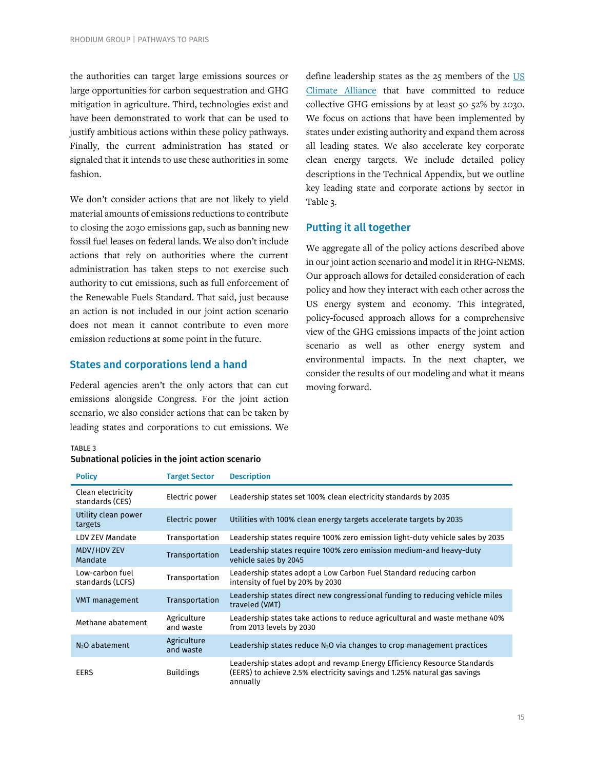the authorities can target large emissions sources or large opportunities for carbon sequestration and GHG mitigation in agriculture. Third, technologies exist and have been demonstrated to work that can be used to justify ambitious actions within these policy pathways. Finally, the current administration has stated or signaled that it intends to use these authorities in some fashion.

We don't consider actions that are not likely to yield material amounts of emissions reductions to contribute to closing the 2030 emissions gap, such as banning new fossil fuel leases on federal lands. We also don't include actions that rely on authorities where the current administration has taken steps to not exercise such authority to cut emissions, such as full enforcement of the Renewable Fuels Standard. That said, just because an action is not included in our joint action scenario does not mean it cannot contribute to even more emission reductions at some point in the future.

## States and corporations lend a hand

Federal agencies aren't the only actors that can cut emissions alongside Congress. For the joint action scenario, we also consider actions that can be taken by leading states and corporations to cut emissions. We define leadership states as the 25 members of the US Climate Alliance that have committed to reduce collective GHG emissions by at least 50-52% by 2030. We focus on actions that have been implemented by states under existing authority and expand them across all leading states. We also accelerate key corporate clean energy targets. We include detailed policy descriptions in the Technical Appendix, but we outline key leading state and corporate actions by sector in Table 3.

## Putting it all together

We aggregate all of the policy actions described above in our joint action scenario and model it in RHG-NEMS. Our approach allows for detailed consideration of each policy and how they interact with each other across the US energy system and economy. This integrated, policy-focused approach allows for a comprehensive view of the GHG emissions impacts of the joint action scenario as well as other energy system and environmental impacts. In the next chapter, we consider the results of our modeling and what it means moving forward.

TABLE 3

**Subnational policies in the joint action scenario**

| Policy | Target Sector | Description |
|---|---|---|
| Clean electricity standards (CES) | Electric power | Leadership states set 100% clean electricity standards by 2035 |
| Utility clean power targets | Electric power | Utilities with 100% clean energy targets accelerate targets by 2035 |
| LDV ZEV Mandate | Transportation | Leadership states require 100% zero emission light-duty vehicle sales by 2035 |
| MDV/HDV ZEV Mandate | Transportation | Leadership states require 100% zero emission medium-and heavy-duty vehicle sales by 2045 |
| Low-carbon fuel standards (LCFS) | Transportation | Leadership states adopt a Low Carbon Fuel Standard reducing carbon intensity of fuel by 20% by 2030 |
| VMT management | Transportation | Leadership states direct new congressional funding to reducing vehicle miles traveled (VMT) |
| Methane abatement | Agriculture and waste | Leadership states take actions to reduce agricultural and waste methane 40% from 2013 levels by 2030 |
| $N_2O$ abatement | Agriculture and waste | Leadership states reduce $N_2O$ via changes to crop management practices |
| EERS | Buildings | Leadership states adopt and revamp Energy Efficiency Resource Standards (EERS) to achieve 2.5% electricity savings and 1.25% natural gas savings annually |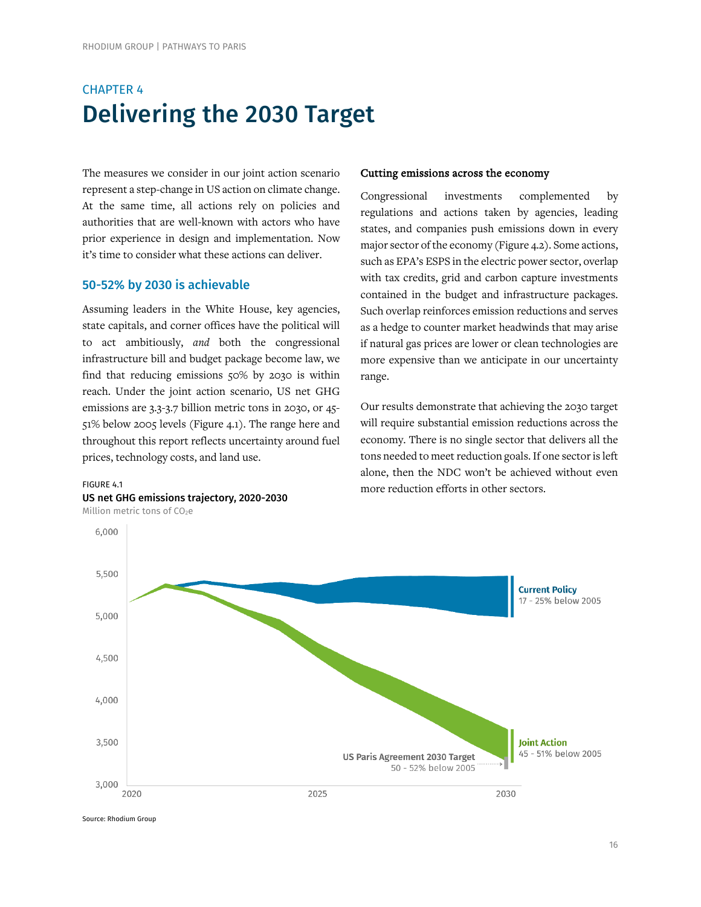CHAPTER 4

# Delivering the 2030 Target

The measures we consider in our joint action scenario represent a step-change in US action on climate change. At the same time, all actions rely on policies and authorities that are well-known with actors who have prior experience in design and implementation. Now it's time to consider what these actions can deliver.

## 50-52% by 2030 is achievable

Assuming leaders in the White House, key agencies, state capitals, and corner offices have the political will to act ambitiously, *and* both the congressional infrastructure bill and budget package become law, we find that reducing emissions 50% by 2030 is within reach. Under the joint action scenario, US net GHG emissions are 3.3-3.7 billion metric tons in 2030, or 45-51% below 2005 levels (Figure 4.1). The range here and throughout this report reflects uncertainty around fuel prices, technology costs, and land use.

FIGURE 4.1

**US net GHG emissions trajectory, 2020-2030**

Million metric tons of $CO_2e$

Source: Rhodium Group

### Cutting emissions across the economy

Congressional investments complemented by regulations and actions taken by agencies, leading states, and companies push emissions down in every major sector of the economy (Figure 4.2). Some actions, such as EPA's ESPS in the electric power sector, overlap with tax credits, grid and carbon capture investments contained in the budget and infrastructure packages. Such overlap reinforces emission reductions and serves as a hedge to counter market headwinds that may arise if natural gas prices are lower or clean technologies are more expensive than we anticipate in our uncertainty range.

Our results demonstrate that achieving the 2030 target will require substantial emission reductions across the economy. There is no single sector that delivers all the tons needed to meet reduction goals. If one sector is left alone, then the NDC won't be achieved without even more reduction efforts in other sectors.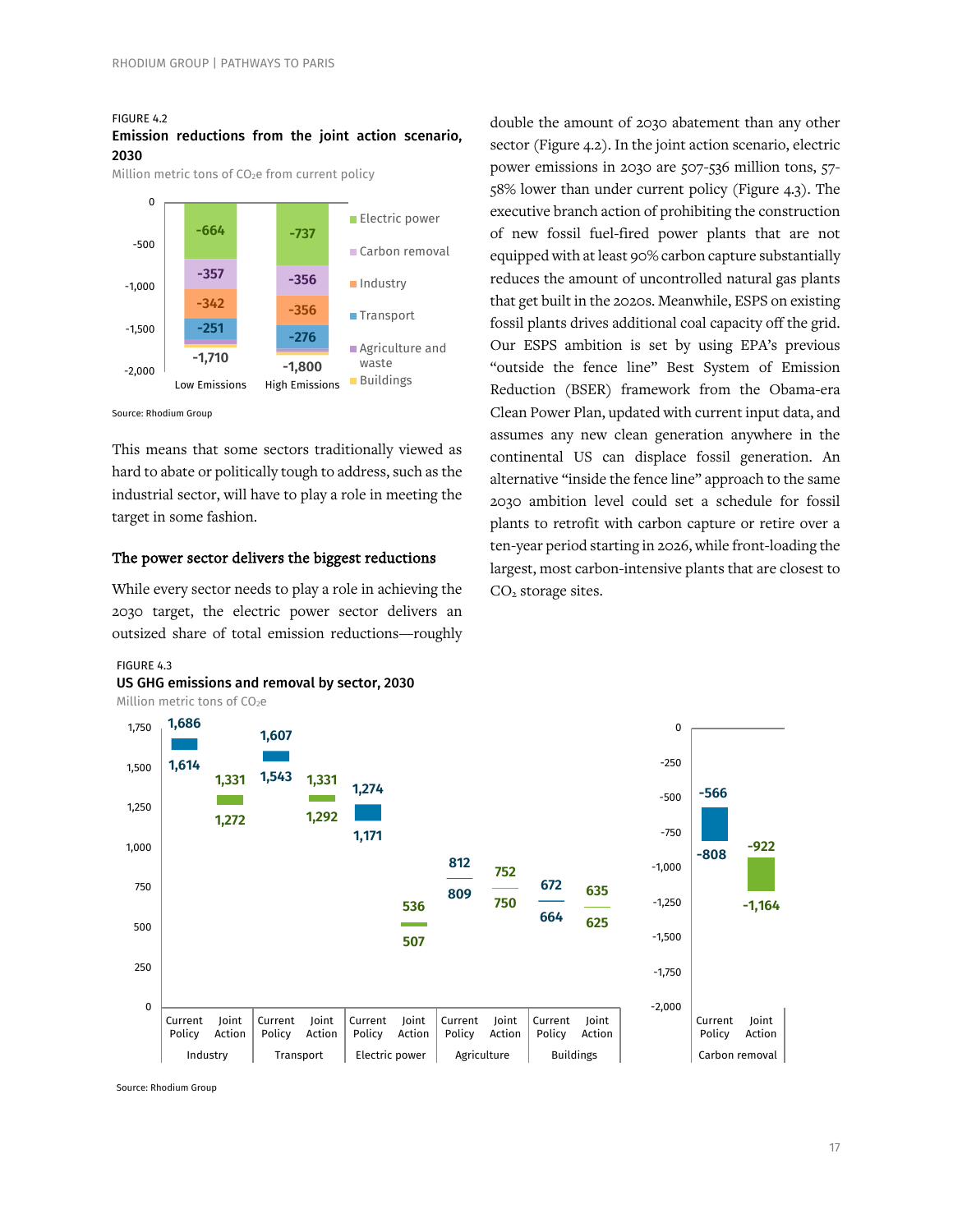FIGURE 4.2

**Emission reductions from the joint action scenario, 2030**

Million metric tons of $CO_2$e from current policy

| Sector | Low Emissions | High Emissions |
|---|---|---|
| Electric power | -664 | -737 |
| Carbon removal | -357 | -356 |
| Industry | -342 | -356 |
| Transport | -251 | -276 |
| Agriculture and waste | | |
| Buildings | | |
| Total | -1,710 | -1,800 |

Source: Rhodium Group

This means that some sectors traditionally viewed as hard to abate or politically tough to address, such as the industrial sector, will have to play a role in meeting the target in some fashion.

### The power sector delivers the biggest reductions

While every sector needs to play a role in achieving the 2030 target, the electric power sector delivers an outsized share of total emission reductions—roughly double the amount of 2030 abatement than any other sector (Figure 4.2). In the joint action scenario, electric power emissions in 2030 are 507-536 million tons, 57-58% lower than under current policy (Figure 4.3). The executive branch action of prohibiting the construction of new fossil fuel-fired power plants that are not equipped with at least 90% carbon capture substantially reduces the amount of uncontrolled natural gas plants that get built in the 2020s. Meanwhile, ESPS on existing fossil plants drives additional coal capacity off the grid. Our ESPS ambition is set by using EPA's previous "outside the fence line" Best System of Emission Reduction (BSER) framework from the Obama-era Clean Power Plan, updated with current input data, and assumes any new clean generation anywhere in the continental US can displace fossil generation. An alternative "inside the fence line" approach to the same 2030 ambition level could set a schedule for fossil plants to retrofit with carbon capture or retire over a ten-year period starting in 2026, while front-loading the largest, most carbon-intensive plants that are closest to $CO_2$ storage sites.

FIGURE 4.3

**US GHG emissions and removal by sector, 2030**

Million metric tons of $CO_2$e

| Sector | Current Policy | Joint Action |
|---|---|---|
| Industry | 1,614–1,686 | 1,272–1,331 |
| Transport | 1,543–1,607 | 1,292–1,331 |
| Electric power | 1,171–1,274 | 507–536 |
| Agriculture | 809–812 | 750–752 |
| Buildings | 664–672 | 625–635 |
| Carbon removal | -566 – -808 | -922 – -1,164 |

Source: Rhodium Group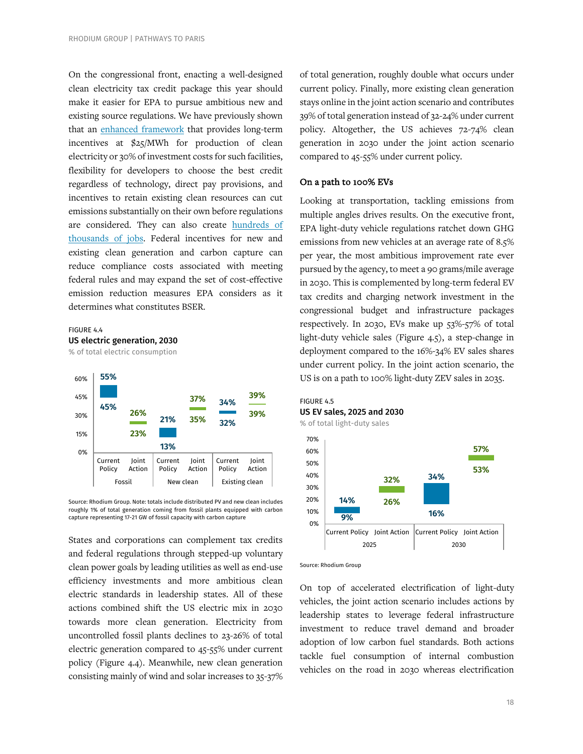On the congressional front, enacting a well-designed clean electricity tax credit package this year should make it easier for EPA to pursue ambitious new and existing source regulations. We have previously shown that an enhanced framework that provides long-term incentives at $25/MWh for production of clean electricity or 30% of investment costs for such facilities, flexibility for developers to choose the best credit regardless of technology, direct pay provisions, and incentives to retain existing clean resources can cut emissions substantially on their own before regulations are considered. They can also create hundreds of thousands of jobs. Federal incentives for new and existing clean generation and carbon capture can reduce compliance costs associated with meeting federal rules and may expand the set of cost-effective emission reduction measures EPA considers as it determines what constitutes BSER.

FIGURE 4.4
**US electric generation, 2030**
% of total electric consumption

| | Fossil – Current Policy | Fossil – Joint Action | New clean – Current Policy | New clean – Joint Action | Existing clean – Current Policy | Existing clean – Joint Action |
|---|---|---|---|---|---|---|
| High | 55% | 26% | 21% | 37% | 34% | 39% |
| Low | 45% | 23% | 13% | 35% | 32% | 39% |

Source: Rhodium Group. Note: totals include distributed PV and new clean includes roughly 1% of total generation coming from fossil plants equipped with carbon capture representing 17-21 GW of fossil capacity with carbon capture

States and corporations can complement tax credits and federal regulations through stepped-up voluntary clean power goals by leading utilities as well as end-use efficiency investments and more ambitious clean electric standards in leadership states. All of these actions combined shift the US electric mix in 2030 towards more clean generation. Electricity from uncontrolled fossil plants declines to 23-26% of total electric generation compared to 45-55% under current policy (Figure 4.4). Meanwhile, new clean generation consisting mainly of wind and solar increases to 35-37% of total generation, roughly double what occurs under current policy. Finally, more existing clean generation stays online in the joint action scenario and contributes 39% of total generation instead of 32-24% under current policy. Altogether, the US achieves 72-74% clean generation in 2030 under the joint action scenario compared to 45-55% under current policy.

### On a path to 100% EVs

Looking at transportation, tackling emissions from multiple angles drives results. On the executive front, EPA light-duty vehicle regulations ratchet down GHG emissions from new vehicles at an average rate of 8.5% per year, the most ambitious improvement rate ever pursued by the agency, to meet a 90 grams/mile average in 2030. This is complemented by long-term federal EV tax credits and charging network investment in the congressional budget and infrastructure packages respectively. In 2030, EVs make up 53%-57% of total light-duty vehicle sales (Figure 4.5), a step-change in deployment compared to the 16%-34% EV sales shares under current policy. In the joint action scenario, the US is on a path to 100% light-duty ZEV sales in 2035.

FIGURE 4.5
**US EV sales, 2025 and 2030**
% of total light-duty sales

| | 2025 – Current Policy | 2025 – Joint Action | 2030 – Current Policy | 2030 – Joint Action |
|---|---|---|---|---|
| High | 14% | 32% | 34% | 57% |
| Low | 9% | 26% | 16% | 53% |

Source: Rhodium Group

On top of accelerated electrification of light-duty vehicles, the joint action scenario includes actions by leadership states to leverage federal infrastructure investment to reduce travel demand and broader adoption of low carbon fuel standards. Both actions tackle fuel consumption of internal combustion vehicles on the road in 2030 whereas electrification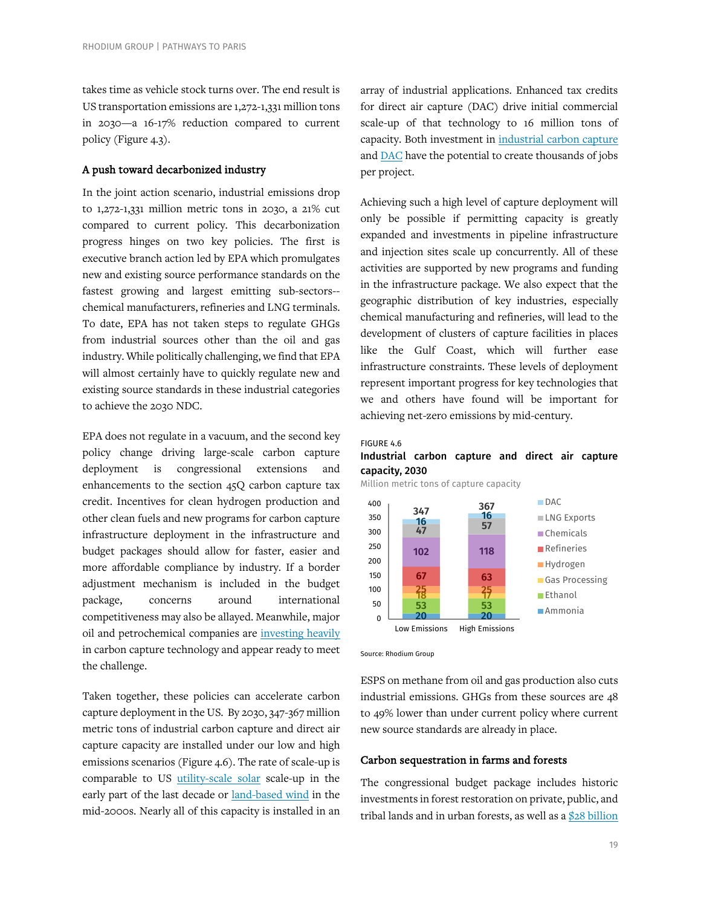takes time as vehicle stock turns over. The end result is US transportation emissions are 1,272-1,331 million tons in 2030—a 16-17% reduction compared to current policy (Figure 4.3).

### A push toward decarbonized industry

In the joint action scenario, industrial emissions drop to 1,272-1,331 million metric tons in 2030, a 21% cut compared to current policy. This decarbonization progress hinges on two key policies. The first is executive branch action led by EPA which promulgates new and existing source performance standards on the fastest growing and largest emitting sub-sectors--chemical manufacturers, refineries and LNG terminals. To date, EPA has not taken steps to regulate GHGs from industrial sources other than the oil and gas industry. While politically challenging, we find that EPA will almost certainly have to quickly regulate new and existing source standards in these industrial categories to achieve the 2030 NDC.

EPA does not regulate in a vacuum, and the second key policy change driving large-scale carbon capture deployment is congressional extensions and enhancements to the section 45Q carbon capture tax credit. Incentives for clean hydrogen production and other clean fuels and new programs for carbon capture infrastructure deployment in the infrastructure and budget packages should allow for faster, easier and more affordable compliance by industry. If a border adjustment mechanism is included in the budget package, concerns around international competitiveness may also be allayed. Meanwhile, major oil and petrochemical companies are investing heavily in carbon capture technology and appear ready to meet the challenge.

Taken together, these policies can accelerate carbon capture deployment in the US. By 2030, 347-367 million metric tons of industrial carbon capture and direct air capture capacity are installed under our low and high emissions scenarios (Figure 4.6). The rate of scale-up is comparable to US utility-scale solar scale-up in the early part of the last decade or land-based wind in the mid-2000s. Nearly all of this capacity is installed in an array of industrial applications. Enhanced tax credits for direct air capture (DAC) drive initial commercial scale-up of that technology to 16 million tons of capacity. Both investment in industrial carbon capture and DAC have the potential to create thousands of jobs per project.

Achieving such a high level of capture deployment will only be possible if permitting capacity is greatly expanded and investments in pipeline infrastructure and injection sites scale up concurrently. All of these activities are supported by new programs and funding in the infrastructure package. We also expect that the geographic distribution of key industries, especially chemical manufacturing and refineries, will lead to the development of clusters of capture facilities in places like the Gulf Coast, which will further ease infrastructure constraints. These levels of deployment represent important progress for key technologies that we and others have found will be important for achieving net-zero emissions by mid-century.

FIGURE 4.6

**Industrial carbon capture and direct air capture capacity, 2030**

Million metric tons of capture capacity

| | Low Emissions | High Emissions |
|---|---|---|
| DAC | 16 | 16 |
| LNG Exports | 47 | 57 |
| Chemicals | 102 | 118 |
| Refineries | 67 | 63 |
| Hydrogen | 25 | 25 |
| Gas Processing | 18 | 17 |
| Ethanol | 53 | 53 |
| Ammonia | 20 | 20 |
| Total | 347 | 367 |

Source: Rhodium Group

ESPS on methane from oil and gas production also cuts industrial emissions. GHGs from these sources are 48 to 49% lower than under current policy where current new source standards are already in place.

### Carbon sequestration in farms and forests

The congressional budget package includes historic investments in forest restoration on private, public, and tribal lands and in urban forests, as well as a $28 billion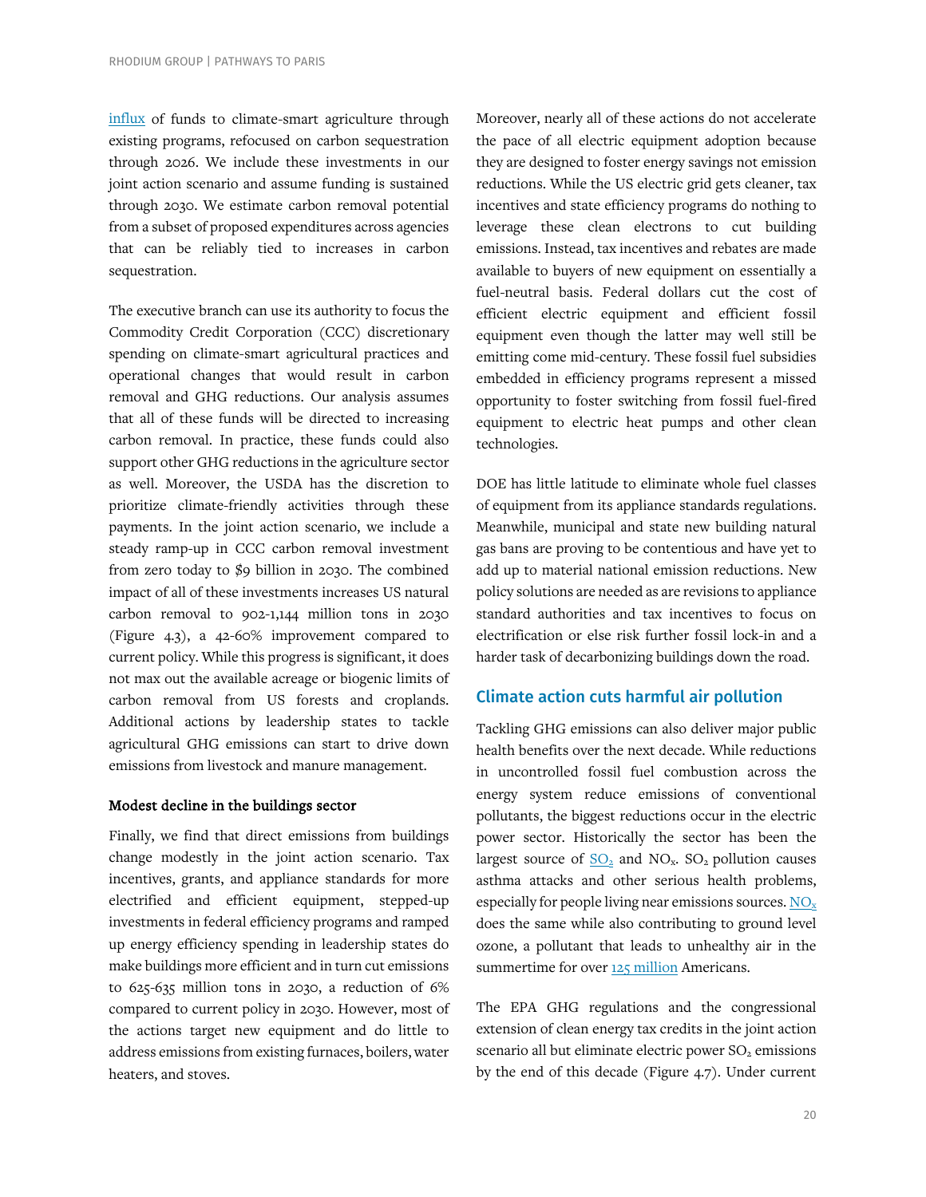influx of funds to climate-smart agriculture through existing programs, refocused on carbon sequestration through 2026. We include these investments in our joint action scenario and assume funding is sustained through 2030. We estimate carbon removal potential from a subset of proposed expenditures across agencies that can be reliably tied to increases in carbon sequestration.

The executive branch can use its authority to focus the Commodity Credit Corporation (CCC) discretionary spending on climate-smart agricultural practices and operational changes that would result in carbon removal and GHG reductions. Our analysis assumes that all of these funds will be directed to increasing carbon removal. In practice, these funds could also support other GHG reductions in the agriculture sector as well. Moreover, the USDA has the discretion to prioritize climate-friendly activities through these payments. In the joint action scenario, we include a steady ramp-up in CCC carbon removal investment from zero today to $9 billion in 2030. The combined impact of all of these investments increases US natural carbon removal to 902-1,144 million tons in 2030 (Figure 4.3), a 42-60% improvement compared to current policy. While this progress is significant, it does not max out the available acreage or biogenic limits of carbon removal from US forests and croplands. Additional actions by leadership states to tackle agricultural GHG emissions can start to drive down emissions from livestock and manure management.

#### Modest decline in the buildings sector

Finally, we find that direct emissions from buildings change modestly in the joint action scenario. Tax incentives, grants, and appliance standards for more electrified and efficient equipment, stepped-up investments in federal efficiency programs and ramped up energy efficiency spending in leadership states do make buildings more efficient and in turn cut emissions to 625-635 million tons in 2030, a reduction of 6% compared to current policy in 2030. However, most of the actions target new equipment and do little to address emissions from existing furnaces, boilers, water heaters, and stoves.

Moreover, nearly all of these actions do not accelerate the pace of all electric equipment adoption because they are designed to foster energy savings not emission reductions. While the US electric grid gets cleaner, tax incentives and state efficiency programs do nothing to leverage these clean electrons to cut building emissions. Instead, tax incentives and rebates are made available to buyers of new equipment on essentially a fuel-neutral basis. Federal dollars cut the cost of efficient electric equipment and efficient fossil equipment even though the latter may well still be emitting come mid-century. These fossil fuel subsidies embedded in efficiency programs represent a missed opportunity to foster switching from fossil fuel-fired equipment to electric heat pumps and other clean technologies.

DOE has little latitude to eliminate whole fuel classes of equipment from its appliance standards regulations. Meanwhile, municipal and state new building natural gas bans are proving to be contentious and have yet to add up to material national emission reductions. New policy solutions are needed as are revisions to appliance standard authorities and tax incentives to focus on electrification or else risk further fossil lock-in and a harder task of decarbonizing buildings down the road.

### Climate action cuts harmful air pollution

Tackling GHG emissions can also deliver major public health benefits over the next decade. While reductions in uncontrolled fossil fuel combustion across the energy system reduce emissions of conventional pollutants, the biggest reductions occur in the electric power sector. Historically the sector has been the largest source of $SO_2$ and $NO_x$. $SO_2$ pollution causes asthma attacks and other serious health problems, especially for people living near emissions sources. $NO_x$ does the same while also contributing to ground level ozone, a pollutant that leads to unhealthy air in the summertime for over 125 million Americans.

The EPA GHG regulations and the congressional extension of clean energy tax credits in the joint action scenario all but eliminate electric power $SO_2$ emissions by the end of this decade (Figure 4.7). Under current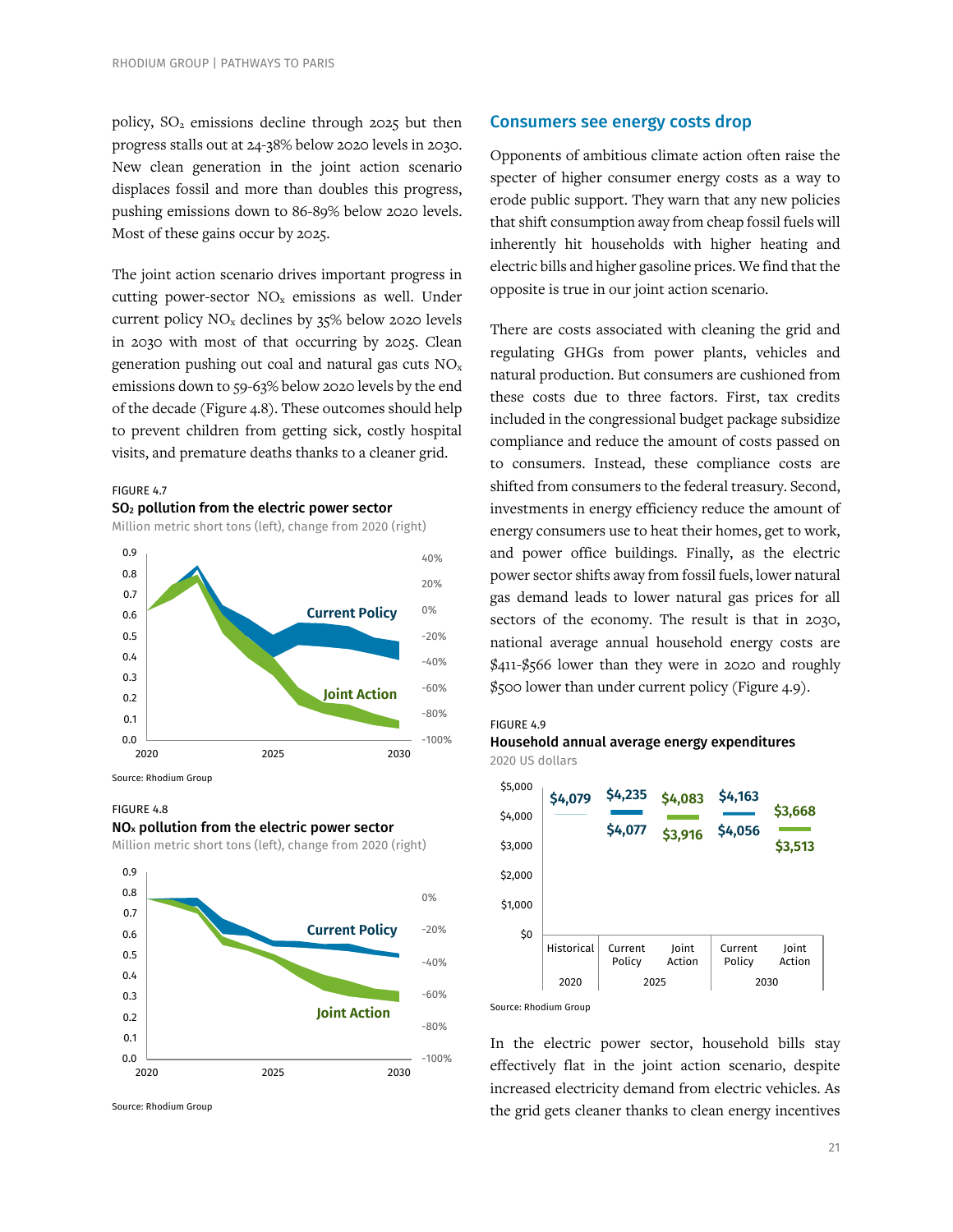policy, $SO_2$ emissions decline through 2025 but then progress stalls out at 24-38% below 2020 levels in 2030. New clean generation in the joint action scenario displaces fossil and more than doubles this progress, pushing emissions down to 86-89% below 2020 levels. Most of these gains occur by 2025.

The joint action scenario drives important progress in cutting power-sector $NO_x$ emissions as well. Under current policy $NO_x$ declines by 35% below 2020 levels in 2030 with most of that occurring by 2025. Clean generation pushing out coal and natural gas cuts $NO_x$ emissions down to 59-63% below 2020 levels by the end of the decade (Figure 4.8). These outcomes should help to prevent children from getting sick, costly hospital visits, and premature deaths thanks to a cleaner grid.

FIGURE 4.7
**$SO_2$ pollution from the electric power sector**
Million metric short tons (left), change from 2020 (right)

Source: Rhodium Group

FIGURE 4.8
**$NO_x$ pollution from the electric power sector**
Million metric short tons (left), change from 2020 (right)

Source: Rhodium Group

## Consumers see energy costs drop

Opponents of ambitious climate action often raise the specter of higher consumer energy costs as a way to erode public support. They warn that any new policies that shift consumption away from cheap fossil fuels will inherently hit households with higher heating and electric bills and higher gasoline prices. We find that the opposite is true in our joint action scenario.

There are costs associated with cleaning the grid and regulating GHGs from power plants, vehicles and natural production. But consumers are cushioned from these costs due to three factors. First, tax credits included in the congressional budget package subsidize compliance and reduce the amount of costs passed on to consumers. Instead, these compliance costs are shifted from consumers to the federal treasury. Second, investments in energy efficiency reduce the amount of energy consumers use to heat their homes, get to work, and power office buildings. Finally, as the electric power sector shifts away from fossil fuels, lower natural gas demand leads to lower natural gas prices for all sectors of the economy. The result is that in 2030, national average annual household energy costs are $411-$566 lower than they were in 2020 and roughly $500 lower than under current policy (Figure 4.9).

FIGURE 4.9
**Household annual average energy expenditures**
2020 US dollars

| | Historical (2020) | Current Policy (2025) | Joint Action (2025) | Current Policy (2030) | Joint Action (2030) |
|---|---|---|---|---|---|
| High | $4,079 | $4,235 | $4,083 | $4,163 | $3,668 |
| Low | | $4,077 | $3,916 | $4,056 | $3,513 |

Source: Rhodium Group

In the electric power sector, household bills stay effectively flat in the joint action scenario, despite increased electricity demand from electric vehicles. As the grid gets cleaner thanks to clean energy incentives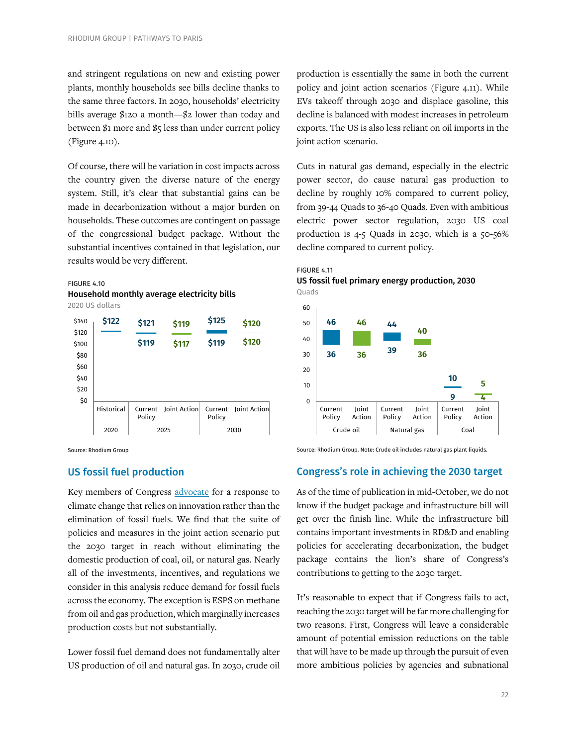and stringent regulations on new and existing power plants, monthly households see bills decline thanks to the same three factors. In 2030, households' electricity bills average $120 a month—$2 lower than today and between $1 more and $5 less than under current policy (Figure 4.10).

Of course, there will be variation in cost impacts across the country given the diverse nature of the energy system. Still, it's clear that substantial gains can be made in decarbonization without a major burden on households. These outcomes are contingent on passage of the congressional budget package. Without the substantial incentives contained in that legislation, our results would be very different.

FIGURE 4.10

**Household monthly average electricity bills**

2020 US dollars

| | Historical | Current Policy | Joint Action | Current Policy | Joint Action |
|---|---|---|---|---|---|
| | 2020 | 2025 | 2025 | 2030 | 2030 |
| High | $122 | $121 | $119 | $125 | $120 |
| Low | | $119 | $117 | $119 | $120 |

Source: Rhodium Group

## US fossil fuel production

Key members of Congress advocate for a response to climate change that relies on innovation rather than the elimination of fossil fuels. We find that the suite of policies and measures in the joint action scenario put the 2030 target in reach without eliminating the domestic production of coal, oil, or natural gas. Nearly all of the investments, incentives, and regulations we consider in this analysis reduce demand for fossil fuels across the economy. The exception is ESPS on methane from oil and gas production, which marginally increases production costs but not substantially.

Lower fossil fuel demand does not fundamentally alter US production of oil and natural gas. In 2030, crude oil production is essentially the same in both the current policy and joint action scenarios (Figure 4.11). While EVs takeoff through 2030 and displace gasoline, this decline is balanced with modest increases in petroleum exports. The US is also less reliant on oil imports in the joint action scenario.

Cuts in natural gas demand, especially in the electric power sector, do cause natural gas production to decline by roughly 10% compared to current policy, from 39-44 Quads to 36-40 Quads. Even with ambitious electric power sector regulation, 2030 US coal production is 4-5 Quads in 2030, which is a 50-56% decline compared to current policy.

FIGURE 4.11

**US fossil fuel primary energy production, 2030**

Quads

| | Crude oil – Current Policy | Crude oil – Joint Action | Natural gas – Current Policy | Natural gas – Joint Action | Coal – Current Policy | Coal – Joint Action |
|---|---|---|---|---|---|---|
| High | 46 | 46 | 44 | 40 | 10 | 5 |
| Low | 36 | 36 | 39 | 36 | 9 | 4 |

Source: Rhodium Group. Note: Crude oil includes natural gas plant liquids.

## Congress's role in achieving the 2030 target

As of the time of publication in mid-October, we do not know if the budget package and infrastructure bill will get over the finish line. While the infrastructure bill contains important investments in RD&D and enabling policies for accelerating decarbonization, the budget package contains the lion's share of Congress's contributions to getting to the 2030 target.

It's reasonable to expect that if Congress fails to act, reaching the 2030 target will be far more challenging for two reasons. First, Congress will leave a considerable amount of potential emission reductions on the table that will have to be made up through the pursuit of even more ambitious policies by agencies and subnational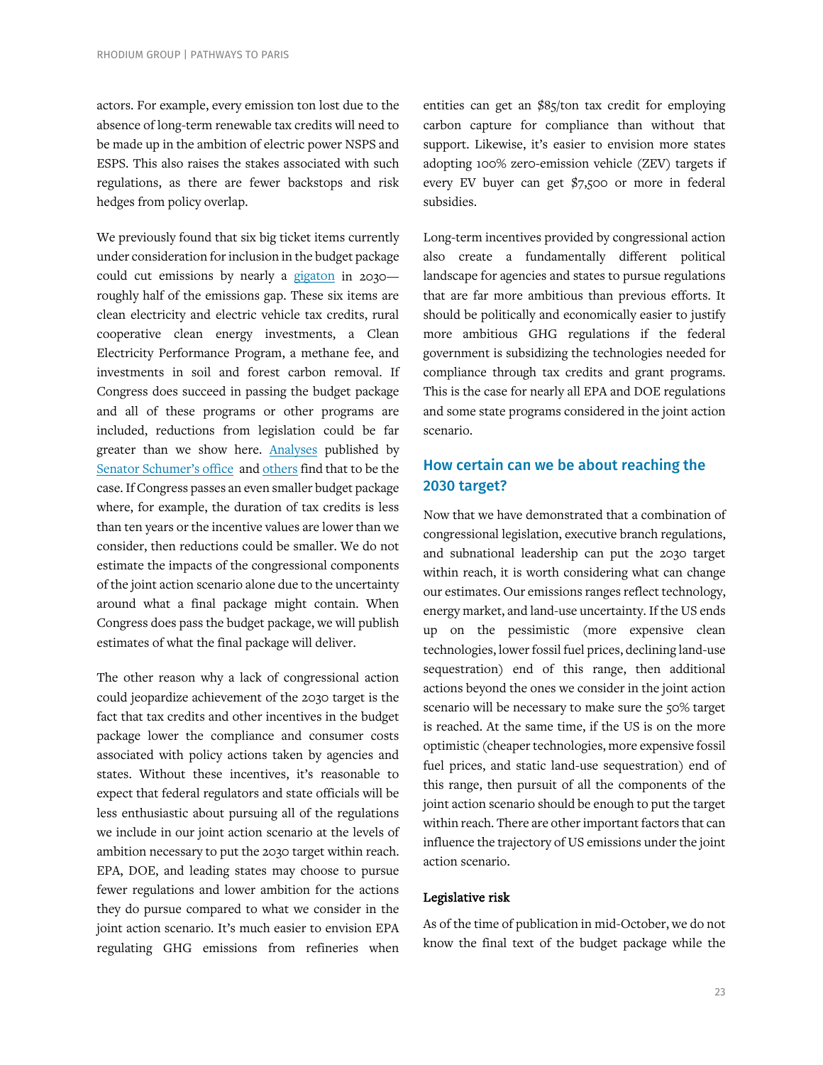actors. For example, every emission ton lost due to the absence of long-term renewable tax credits will need to be made up in the ambition of electric power NSPS and ESPS. This also raises the stakes associated with such regulations, as there are fewer backstops and risk hedges from policy overlap.

We previously found that six big ticket items currently under consideration for inclusion in the budget package could cut emissions by nearly a gigaton in 2030—roughly half of the emissions gap. These six items are clean electricity and electric vehicle tax credits, rural cooperative clean energy investments, a Clean Electricity Performance Program, a methane fee, and investments in soil and forest carbon removal. If Congress does succeed in passing the budget package and all of these programs or other programs are included, reductions from legislation could be far greater than we show here. Analyses published by Senator Schumer's office and others find that to be the case. If Congress passes an even smaller budget package where, for example, the duration of tax credits is less than ten years or the incentive values are lower than we consider, then reductions could be smaller. We do not estimate the impacts of the congressional components of the joint action scenario alone due to the uncertainty around what a final package might contain. When Congress does pass the budget package, we will publish estimates of what the final package will deliver.

The other reason why a lack of congressional action could jeopardize achievement of the 2030 target is the fact that tax credits and other incentives in the budget package lower the compliance and consumer costs associated with policy actions taken by agencies and states. Without these incentives, it's reasonable to expect that federal regulators and state officials will be less enthusiastic about pursuing all of the regulations we include in our joint action scenario at the levels of ambition necessary to put the 2030 target within reach. EPA, DOE, and leading states may choose to pursue fewer regulations and lower ambition for the actions they do pursue compared to what we consider in the joint action scenario. It's much easier to envision EPA regulating GHG emissions from refineries when entities can get an $85/ton tax credit for employing carbon capture for compliance than without that support. Likewise, it's easier to envision more states adopting 100% zero-emission vehicle (ZEV) targets if every EV buyer can get $7,500 or more in federal subsidies.

Long-term incentives provided by congressional action also create a fundamentally different political landscape for agencies and states to pursue regulations that are far more ambitious than previous efforts. It should be politically and economically easier to justify more ambitious GHG regulations if the federal government is subsidizing the technologies needed for compliance through tax credits and grant programs. This is the case for nearly all EPA and DOE regulations and some state programs considered in the joint action scenario.

## How certain can we be about reaching the 2030 target?

Now that we have demonstrated that a combination of congressional legislation, executive branch regulations, and subnational leadership can put the 2030 target within reach, it is worth considering what can change our estimates. Our emissions ranges reflect technology, energy market, and land-use uncertainty. If the US ends up on the pessimistic (more expensive clean technologies, lower fossil fuel prices, declining land-use sequestration) end of this range, then additional actions beyond the ones we consider in the joint action scenario will be necessary to make sure the 50% target is reached. At the same time, if the US is on the more optimistic (cheaper technologies, more expensive fossil fuel prices, and static land-use sequestration) end of this range, then pursuit of all the components of the joint action scenario should be enough to put the target within reach. There are other important factors that can influence the trajectory of US emissions under the joint action scenario.

### Legislative risk

As of the time of publication in mid-October, we do not know the final text of the budget package while the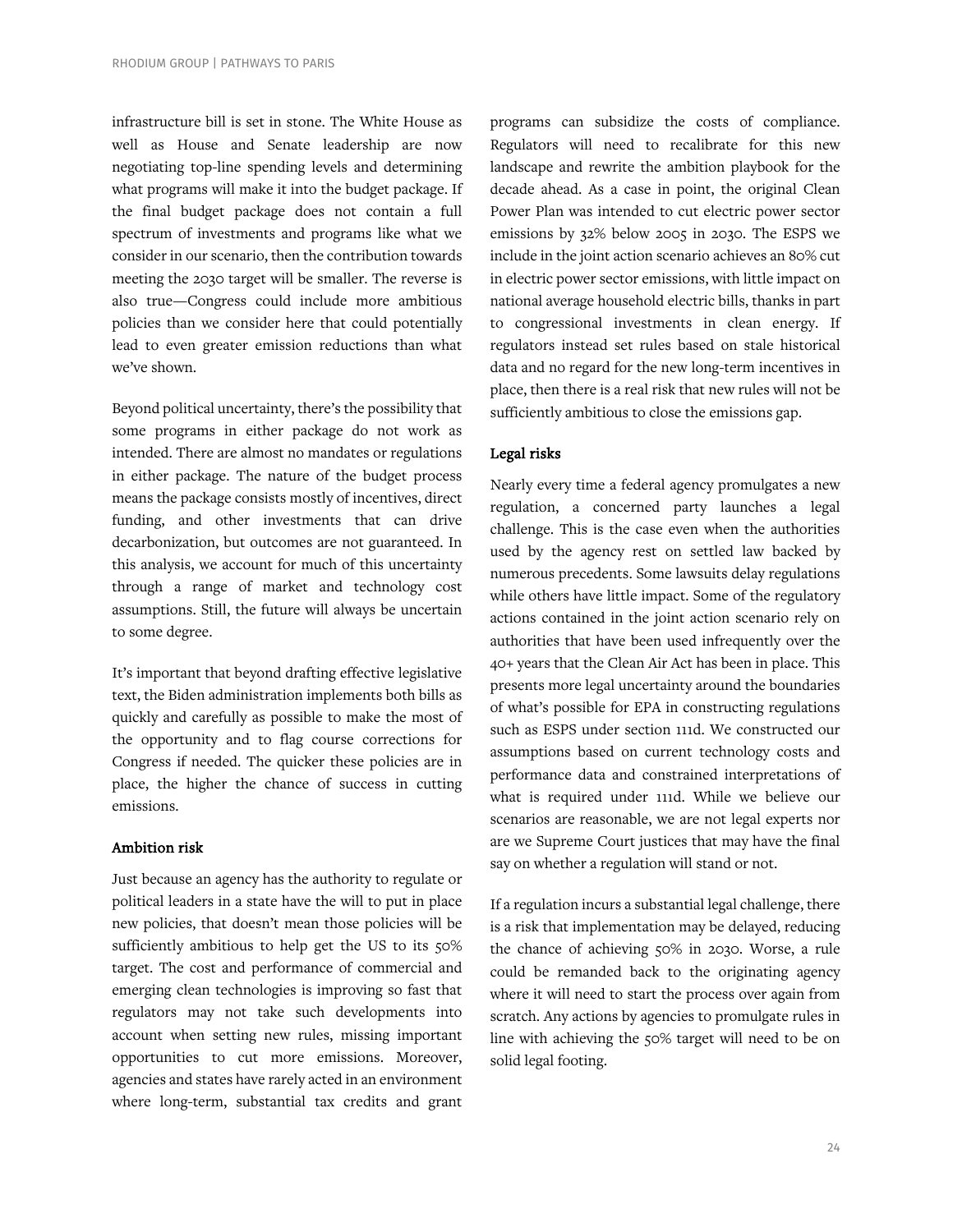infrastructure bill is set in stone. The White House as well as House and Senate leadership are now negotiating top-line spending levels and determining what programs will make it into the budget package. If the final budget package does not contain a full spectrum of investments and programs like what we consider in our scenario, then the contribution towards meeting the 2030 target will be smaller. The reverse is also true—Congress could include more ambitious policies than we consider here that could potentially lead to even greater emission reductions than what we've shown.

Beyond political uncertainty, there's the possibility that some programs in either package do not work as intended. There are almost no mandates or regulations in either package. The nature of the budget process means the package consists mostly of incentives, direct funding, and other investments that can drive decarbonization, but outcomes are not guaranteed. In this analysis, we account for much of this uncertainty through a range of market and technology cost assumptions. Still, the future will always be uncertain to some degree.

It's important that beyond drafting effective legislative text, the Biden administration implements both bills as quickly and carefully as possible to make the most of the opportunity and to flag course corrections for Congress if needed. The quicker these policies are in place, the higher the chance of success in cutting emissions.

### Ambition risk

Just because an agency has the authority to regulate or political leaders in a state have the will to put in place new policies, that doesn't mean those policies will be sufficiently ambitious to help get the US to its 50% target. The cost and performance of commercial and emerging clean technologies is improving so fast that regulators may not take such developments into account when setting new rules, missing important opportunities to cut more emissions. Moreover, agencies and states have rarely acted in an environment where long-term, substantial tax credits and grant programs can subsidize the costs of compliance. Regulators will need to recalibrate for this new landscape and rewrite the ambition playbook for the decade ahead. As a case in point, the original Clean Power Plan was intended to cut electric power sector emissions by 32% below 2005 in 2030. The ESPS we include in the joint action scenario achieves an 80% cut in electric power sector emissions, with little impact on national average household electric bills, thanks in part to congressional investments in clean energy. If regulators instead set rules based on stale historical data and no regard for the new long-term incentives in place, then there is a real risk that new rules will not be sufficiently ambitious to close the emissions gap.

### Legal risks

Nearly every time a federal agency promulgates a new regulation, a concerned party launches a legal challenge. This is the case even when the authorities used by the agency rest on settled law backed by numerous precedents. Some lawsuits delay regulations while others have little impact. Some of the regulatory actions contained in the joint action scenario rely on authorities that have been used infrequently over the 40+ years that the Clean Air Act has been in place. This presents more legal uncertainty around the boundaries of what's possible for EPA in constructing regulations such as ESPS under section 111d. We constructed our assumptions based on current technology costs and performance data and constrained interpretations of what is required under 111d. While we believe our scenarios are reasonable, we are not legal experts nor are we Supreme Court justices that may have the final say on whether a regulation will stand or not.

If a regulation incurs a substantial legal challenge, there is a risk that implementation may be delayed, reducing the chance of achieving 50% in 2030. Worse, a rule could be remanded back to the originating agency where it will need to start the process over again from scratch. Any actions by agencies to promulgate rules in line with achieving the 50% target will need to be on solid legal footing.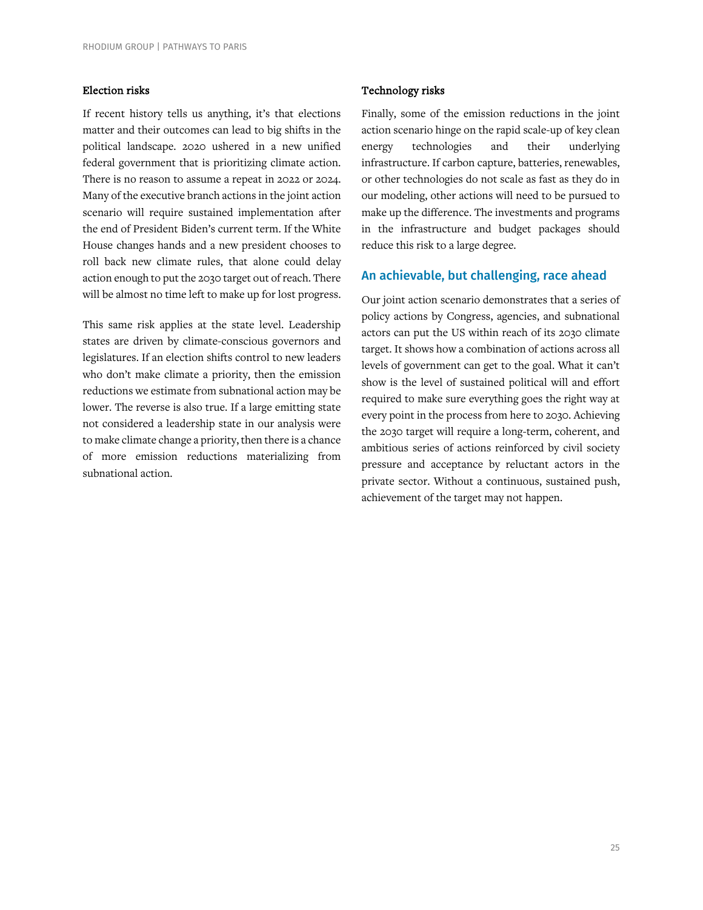### Election risks

If recent history tells us anything, it's that elections matter and their outcomes can lead to big shifts in the political landscape. 2020 ushered in a new unified federal government that is prioritizing climate action. There is no reason to assume a repeat in 2022 or 2024. Many of the executive branch actions in the joint action scenario will require sustained implementation after the end of President Biden's current term. If the White House changes hands and a new president chooses to roll back new climate rules, that alone could delay action enough to put the 2030 target out of reach. There will be almost no time left to make up for lost progress.

This same risk applies at the state level. Leadership states are driven by climate-conscious governors and legislatures. If an election shifts control to new leaders who don't make climate a priority, then the emission reductions we estimate from subnational action may be lower. The reverse is also true. If a large emitting state not considered a leadership state in our analysis were to make climate change a priority, then there is a chance of more emission reductions materializing from subnational action.

### Technology risks

Finally, some of the emission reductions in the joint action scenario hinge on the rapid scale-up of key clean energy technologies and their underlying infrastructure. If carbon capture, batteries, renewables, or other technologies do not scale as fast as they do in our modeling, other actions will need to be pursued to make up the difference. The investments and programs in the infrastructure and budget packages should reduce this risk to a large degree.

## An achievable, but challenging, race ahead

Our joint action scenario demonstrates that a series of policy actions by Congress, agencies, and subnational actors can put the US within reach of its 2030 climate target. It shows how a combination of actions across all levels of government can get to the goal. What it can't show is the level of sustained political will and effort required to make sure everything goes the right way at every point in the process from here to 2030. Achieving the 2030 target will require a long-term, coherent, and ambitious series of actions reinforced by civil society pressure and acceptance by reluctant actors in the private sector. Without a continuous, sustained push, achievement of the target may not happen.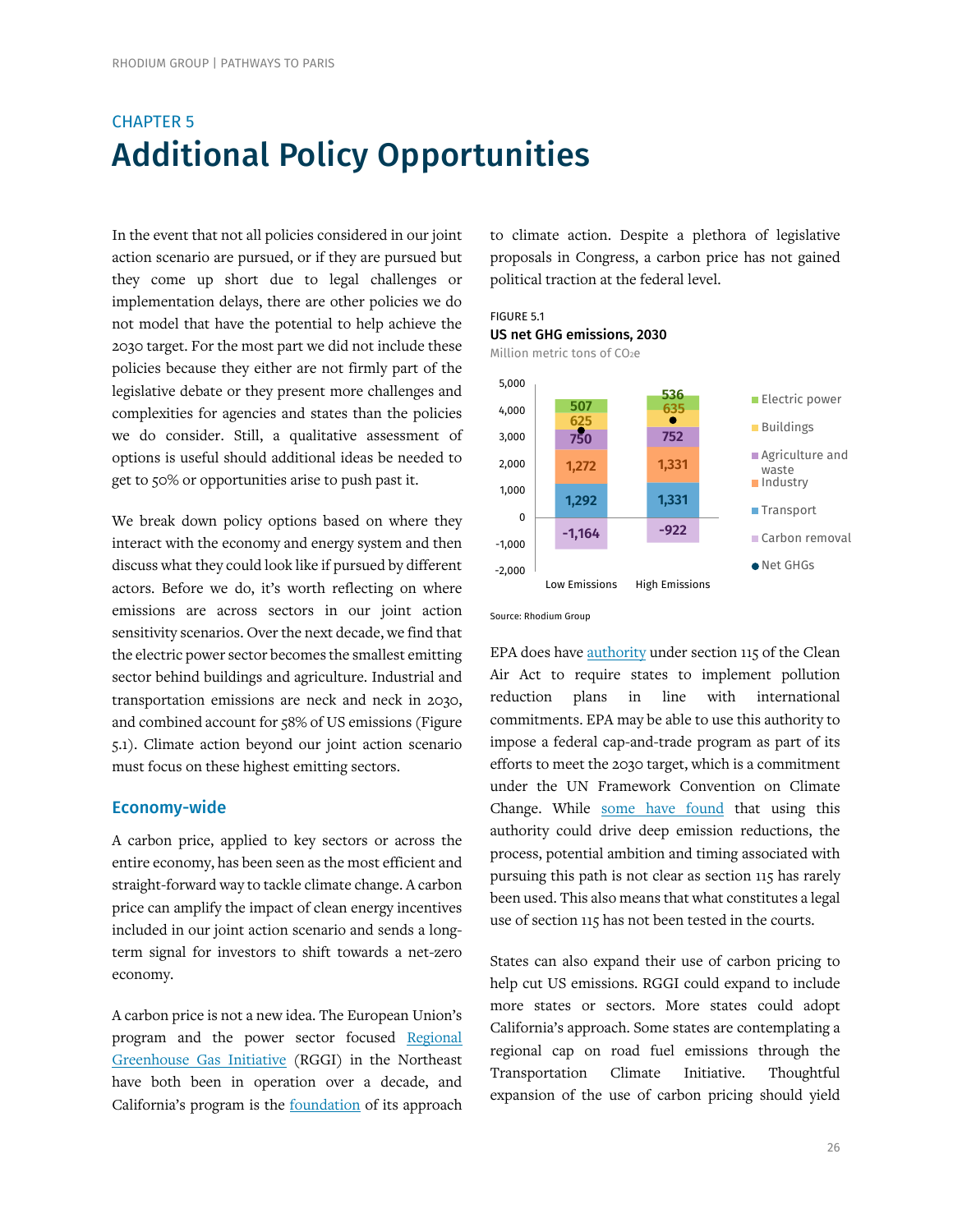## CHAPTER 5

# Additional Policy Opportunities

In the event that not all policies considered in our joint action scenario are pursued, or if they are pursued but they come up short due to legal challenges or implementation delays, there are other policies we do not model that have the potential to help achieve the 2030 target. For the most part we did not include these policies because they either are not firmly part of the legislative debate or they present more challenges and complexities for agencies and states than the policies we do consider. Still, a qualitative assessment of options is useful should additional ideas be needed to get to 50% or opportunities arise to push past it.

We break down policy options based on where they interact with the economy and energy system and then discuss what they could look like if pursued by different actors. Before we do, it's worth reflecting on where emissions are across sectors in our joint action sensitivity scenarios. Over the next decade, we find that the electric power sector becomes the smallest emitting sector behind buildings and agriculture. Industrial and transportation emissions are neck and neck in 2030, and combined account for 58% of US emissions (Figure 5.1). Climate action beyond our joint action scenario must focus on these highest emitting sectors.

### Economy-wide

A carbon price, applied to key sectors or across the entire economy, has been seen as the most efficient and straight-forward way to tackle climate change. A carbon price can amplify the impact of clean energy incentives included in our joint action scenario and sends a long-term signal for investors to shift towards a net-zero economy.

A carbon price is not a new idea. The European Union's program and the power sector focused Regional Greenhouse Gas Initiative (RGGI) in the Northeast have both been in operation over a decade, and California's program is the foundation of its approach to climate action. Despite a plethora of legislative proposals in Congress, a carbon price has not gained political traction at the federal level.

FIGURE 5.1

**US net GHG emissions, 2030**

Million metric tons of $CO_2e$

| Sector | Low Emissions | High Emissions |
|---|---|---|
| Electric power | 507 | 536 |
| Buildings | 625 | 635 |
| Agriculture and waste | 750 | 752 |
| Industry | 1,272 | 1,331 |
| Transport | 1,292 | 1,331 |
| Carbon removal | -1,164 | -922 |

Source: Rhodium Group

EPA does have authority under section 115 of the Clean Air Act to require states to implement pollution reduction plans in line with international commitments. EPA may be able to use this authority to impose a federal cap-and-trade program as part of its efforts to meet the 2030 target, which is a commitment under the UN Framework Convention on Climate Change. While some have found that using this authority could drive deep emission reductions, the process, potential ambition and timing associated with pursuing this path is not clear as section 115 has rarely been used. This also means that what constitutes a legal use of section 115 has not been tested in the courts.

States can also expand their use of carbon pricing to help cut US emissions. RGGI could expand to include more states or sectors. More states could adopt California's approach. Some states are contemplating a regional cap on road fuel emissions through the Transportation Climate Initiative. Thoughtful expansion of the use of carbon pricing should yield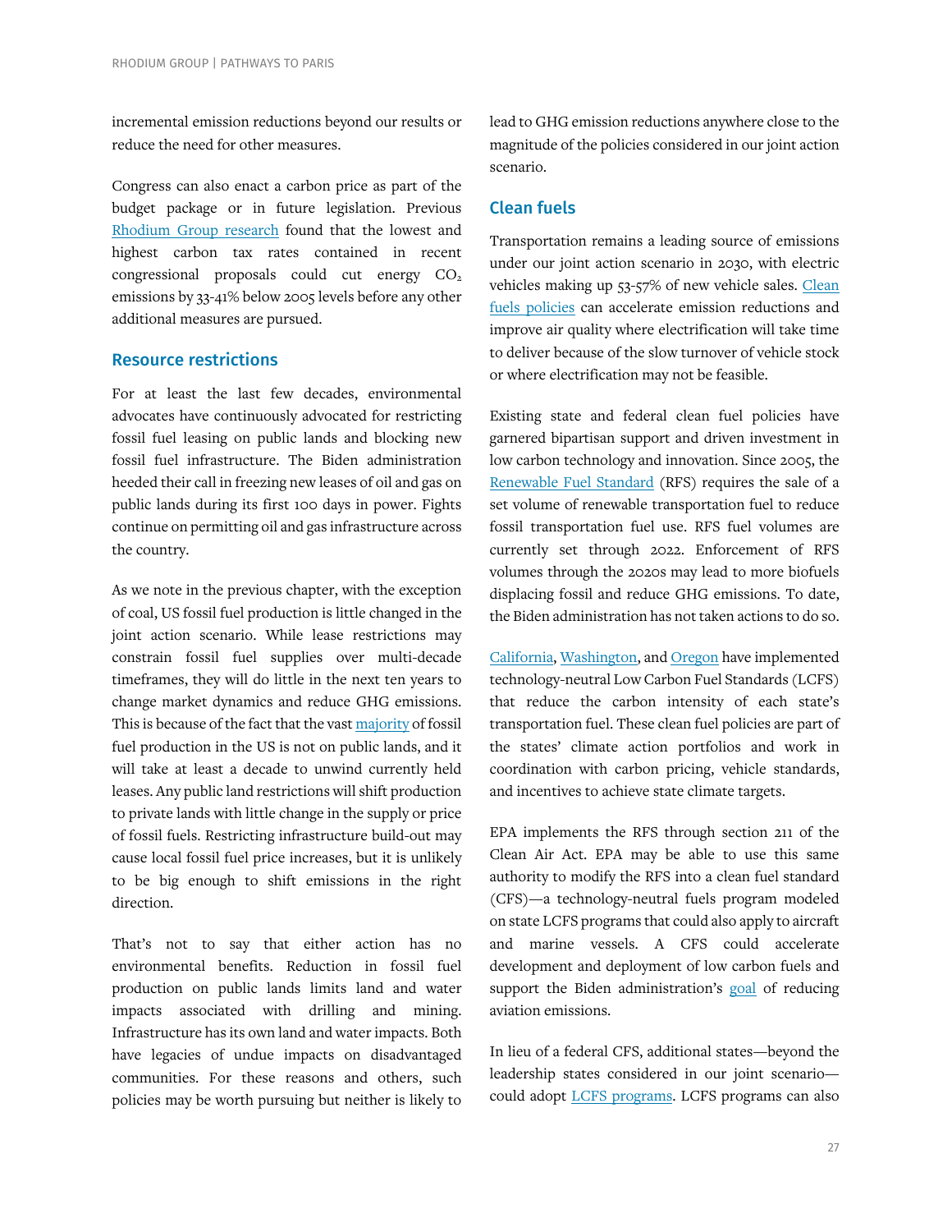incremental emission reductions beyond our results or reduce the need for other measures.

Congress can also enact a carbon price as part of the budget package or in future legislation. Previous Rhodium Group research found that the lowest and highest carbon tax rates contained in recent congressional proposals could cut energy $CO_2$ emissions by 33-41% below 2005 levels before any other additional measures are pursued.

### Resource restrictions

For at least the last few decades, environmental advocates have continuously advocated for restricting fossil fuel leasing on public lands and blocking new fossil fuel infrastructure. The Biden administration heeded their call in freezing new leases of oil and gas on public lands during its first 100 days in power. Fights continue on permitting oil and gas infrastructure across the country.

As we note in the previous chapter, with the exception of coal, US fossil fuel production is little changed in the joint action scenario. While lease restrictions may constrain fossil fuel supplies over multi-decade timeframes, they will do little in the next ten years to change market dynamics and reduce GHG emissions. This is because of the fact that the vast majority of fossil fuel production in the US is not on public lands, and it will take at least a decade to unwind currently held leases. Any public land restrictions will shift production to private lands with little change in the supply or price of fossil fuels. Restricting infrastructure build-out may cause local fossil fuel price increases, but it is unlikely to be big enough to shift emissions in the right direction.

That's not to say that either action has no environmental benefits. Reduction in fossil fuel production on public lands limits land and water impacts associated with drilling and mining. Infrastructure has its own land and water impacts. Both have legacies of undue impacts on disadvantaged communities. For these reasons and others, such policies may be worth pursuing but neither is likely to lead to GHG emission reductions anywhere close to the magnitude of the policies considered in our joint action scenario.

### Clean fuels

Transportation remains a leading source of emissions under our joint action scenario in 2030, with electric vehicles making up 53-57% of new vehicle sales. Clean fuels policies can accelerate emission reductions and improve air quality where electrification will take time to deliver because of the slow turnover of vehicle stock or where electrification may not be feasible.

Existing state and federal clean fuel policies have garnered bipartisan support and driven investment in low carbon technology and innovation. Since 2005, the Renewable Fuel Standard (RFS) requires the sale of a set volume of renewable transportation fuel to reduce fossil transportation fuel use. RFS fuel volumes are currently set through 2022. Enforcement of RFS volumes through the 2020s may lead to more biofuels displacing fossil and reduce GHG emissions. To date, the Biden administration has not taken actions to do so.

California, Washington, and Oregon have implemented technology-neutral Low Carbon Fuel Standards (LCFS) that reduce the carbon intensity of each state's transportation fuel. These clean fuel policies are part of the states' climate action portfolios and work in coordination with carbon pricing, vehicle standards, and incentives to achieve state climate targets.

EPA implements the RFS through section 211 of the Clean Air Act. EPA may be able to use this same authority to modify the RFS into a clean fuel standard (CFS)—a technology-neutral fuels program modeled on state LCFS programs that could also apply to aircraft and marine vessels. A CFS could accelerate development and deployment of low carbon fuels and support the Biden administration's goal of reducing aviation emissions.

In lieu of a federal CFS, additional states—beyond the leadership states considered in our joint scenario—could adopt LCFS programs. LCFS programs can also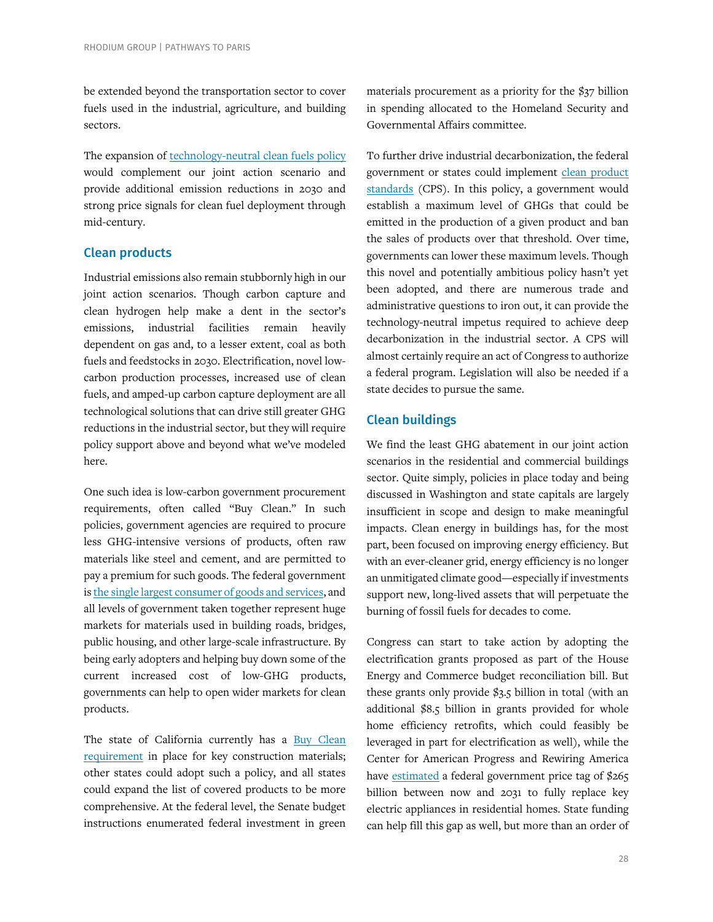be extended beyond the transportation sector to cover fuels used in the industrial, agriculture, and building sectors.

The expansion of [technology-neutral clean fuels policy]() would complement our joint action scenario and provide additional emission reductions in 2030 and strong price signals for clean fuel deployment through mid-century.

## Clean products

Industrial emissions also remain stubbornly high in our joint action scenarios. Though carbon capture and clean hydrogen help make a dent in the sector's emissions, industrial facilities remain heavily dependent on gas and, to a lesser extent, coal as both fuels and feedstocks in 2030. Electrification, novel low-carbon production processes, increased use of clean fuels, and amped-up carbon capture deployment are all technological solutions that can drive still greater GHG reductions in the industrial sector, but they will require policy support above and beyond what we've modeled here.

One such idea is low-carbon government procurement requirements, often called "Buy Clean." In such policies, government agencies are required to procure less GHG-intensive versions of products, often raw materials like steel and cement, and are permitted to pay a premium for such goods. The federal government is [the single largest consumer of goods and services](), and all levels of government taken together represent huge markets for materials used in building roads, bridges, public housing, and other large-scale infrastructure. By being early adopters and helping buy down some of the current increased cost of low-GHG products, governments can help to open wider markets for clean products.

The state of California currently has a [Buy Clean requirement]() in place for key construction materials; other states could adopt such a policy, and all states could expand the list of covered products to be more comprehensive. At the federal level, the Senate budget instructions enumerated federal investment in green materials procurement as a priority for the $37 billion in spending allocated to the Homeland Security and Governmental Affairs committee.

To further drive industrial decarbonization, the federal government or states could implement [clean product standards]() (CPS). In this policy, a government would establish a maximum level of GHGs that could be emitted in the production of a given product and ban the sales of products over that threshold. Over time, governments can lower these maximum levels. Though this novel and potentially ambitious policy hasn't yet been adopted, and there are numerous trade and administrative questions to iron out, it can provide the technology-neutral impetus required to achieve deep decarbonization in the industrial sector. A CPS will almost certainly require an act of Congress to authorize a federal program. Legislation will also be needed if a state decides to pursue the same.

## Clean buildings

We find the least GHG abatement in our joint action scenarios in the residential and commercial buildings sector. Quite simply, policies in place today and being discussed in Washington and state capitals are largely insufficient in scope and design to make meaningful impacts. Clean energy in buildings has, for the most part, been focused on improving energy efficiency. But with an ever-cleaner grid, energy efficiency is no longer an unmitigated climate good—especially if investments support new, long-lived assets that will perpetuate the burning of fossil fuels for decades to come.

Congress can start to take action by adopting the electrification grants proposed as part of the House Energy and Commerce budget reconciliation bill. But these grants only provide $3.5 billion in total (with an additional $8.5 billion in grants provided for whole home efficiency retrofits, which could feasibly be leveraged in part for electrification as well), while the Center for American Progress and Rewiring America have [estimated]() a federal government price tag of $265 billion between now and 2031 to fully replace key electric appliances in residential homes. State funding can help fill this gap as well, but more than an order of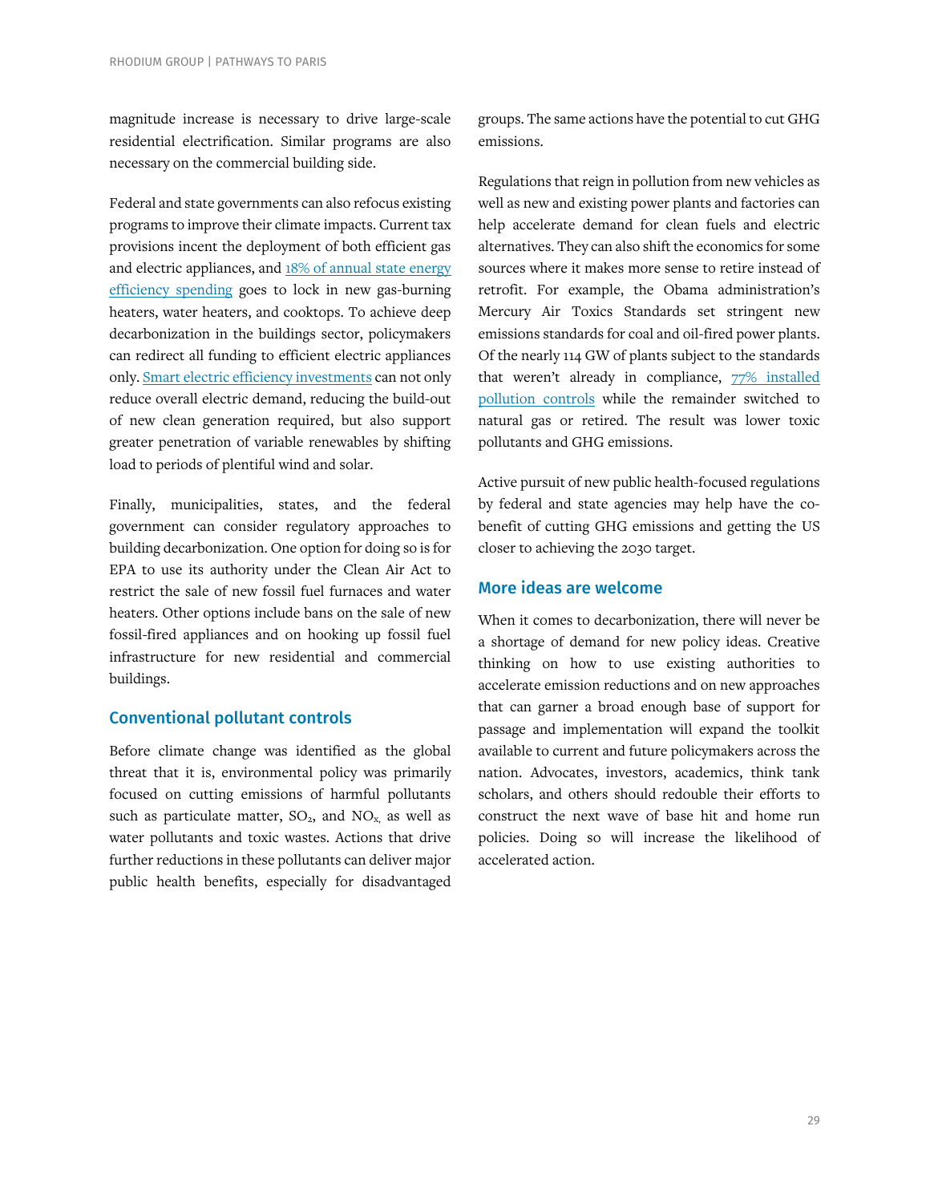magnitude increase is necessary to drive large-scale residential electrification. Similar programs are also necessary on the commercial building side.

Federal and state governments can also refocus existing programs to improve their climate impacts. Current tax provisions incent the deployment of both efficient gas and electric appliances, and 18% of annual state energy efficiency spending goes to lock in new gas-burning heaters, water heaters, and cooktops. To achieve deep decarbonization in the buildings sector, policymakers can redirect all funding to efficient electric appliances only. Smart electric efficiency investments can not only reduce overall electric demand, reducing the build-out of new clean generation required, but also support greater penetration of variable renewables by shifting load to periods of plentiful wind and solar.

Finally, municipalities, states, and the federal government can consider regulatory approaches to building decarbonization. One option for doing so is for EPA to use its authority under the Clean Air Act to restrict the sale of new fossil fuel furnaces and water heaters. Other options include bans on the sale of new fossil-fired appliances and on hooking up fossil fuel infrastructure for new residential and commercial buildings.

## Conventional pollutant controls

Before climate change was identified as the global threat that it is, environmental policy was primarily focused on cutting emissions of harmful pollutants such as particulate matter, $SO_2$, and $NO_x$, as well as water pollutants and toxic wastes. Actions that drive further reductions in these pollutants can deliver major public health benefits, especially for disadvantaged groups. The same actions have the potential to cut GHG emissions.

Regulations that reign in pollution from new vehicles as well as new and existing power plants and factories can help accelerate demand for clean fuels and electric alternatives. They can also shift the economics for some sources where it makes more sense to retire instead of retrofit. For example, the Obama administration's Mercury Air Toxics Standards set stringent new emissions standards for coal and oil-fired power plants. Of the nearly 114 GW of plants subject to the standards that weren't already in compliance, 77% installed pollution controls while the remainder switched to natural gas or retired. The result was lower toxic pollutants and GHG emissions.

Active pursuit of new public health-focused regulations by federal and state agencies may help have the co-benefit of cutting GHG emissions and getting the US closer to achieving the 2030 target.

## More ideas are welcome

When it comes to decarbonization, there will never be a shortage of demand for new policy ideas. Creative thinking on how to use existing authorities to accelerate emission reductions and on new approaches that can garner a broad enough base of support for passage and implementation will expand the toolkit available to current and future policymakers across the nation. Advocates, investors, academics, think tank scholars, and others should redouble their efforts to construct the next wave of base hit and home run policies. Doing so will increase the likelihood of accelerated action.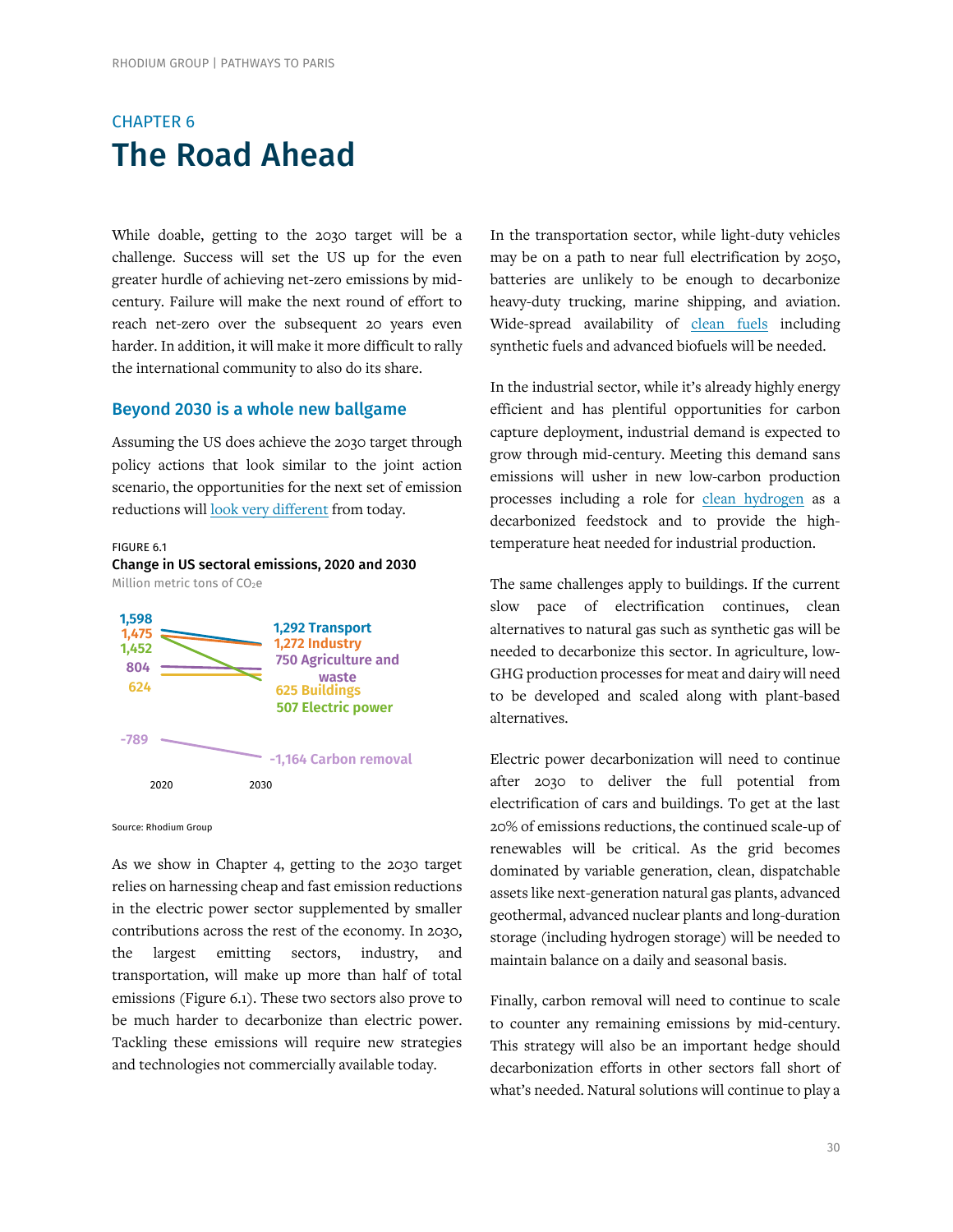## CHAPTER 6

# The Road Ahead

While doable, getting to the 2030 target will be a challenge. Success will set the US up for the even greater hurdle of achieving net-zero emissions by mid-century. Failure will make the next round of effort to reach net-zero over the subsequent 20 years even harder. In addition, it will make it more difficult to rally the international community to also do its share.

### Beyond 2030 is a whole new ballgame

Assuming the US does achieve the 2030 target through policy actions that look similar to the joint action scenario, the opportunities for the next set of emission reductions will look very different from today.

FIGURE 6.1

**Change in US sectoral emissions, 2020 and 2030**

Million metric tons of $CO_2e$

| Sector | 2020 | 2030 |
|---|---|---|
| Transport | 1,598 | 1,292 |
| Industry | 1,475 | 1,272 |
| Electric power | 1,452 | 507 |
| Agriculture and waste | 804 | 750 |
| Buildings | 624 | 625 |
| Carbon removal | -789 | -1,164 |

Source: Rhodium Group

As we show in Chapter 4, getting to the 2030 target relies on harnessing cheap and fast emission reductions in the electric power sector supplemented by smaller contributions across the rest of the economy. In 2030, the largest emitting sectors, industry, and transportation, will make up more than half of total emissions (Figure 6.1). These two sectors also prove to be much harder to decarbonize than electric power. Tackling these emissions will require new strategies and technologies not commercially available today.

In the transportation sector, while light-duty vehicles may be on a path to near full electrification by 2050, batteries are unlikely to be enough to decarbonize heavy-duty trucking, marine shipping, and aviation. Wide-spread availability of clean fuels including synthetic fuels and advanced biofuels will be needed.

In the industrial sector, while it's already highly energy efficient and has plentiful opportunities for carbon capture deployment, industrial demand is expected to grow through mid-century. Meeting this demand sans emissions will usher in new low-carbon production processes including a role for clean hydrogen as a decarbonized feedstock and to provide the high-temperature heat needed for industrial production.

The same challenges apply to buildings. If the current slow pace of electrification continues, clean alternatives to natural gas such as synthetic gas will be needed to decarbonize this sector. In agriculture, low-GHG production processes for meat and dairy will need to be developed and scaled along with plant-based alternatives.

Electric power decarbonization will need to continue after 2030 to deliver the full potential from electrification of cars and buildings. To get at the last 20% of emissions reductions, the continued scale-up of renewables will be critical. As the grid becomes dominated by variable generation, clean, dispatchable assets like next-generation natural gas plants, advanced geothermal, advanced nuclear plants and long-duration storage (including hydrogen storage) will be needed to maintain balance on a daily and seasonal basis.

Finally, carbon removal will need to continue to scale to counter any remaining emissions by mid-century. This strategy will also be an important hedge should decarbonization efforts in other sectors fall short of what's needed. Natural solutions will continue to play a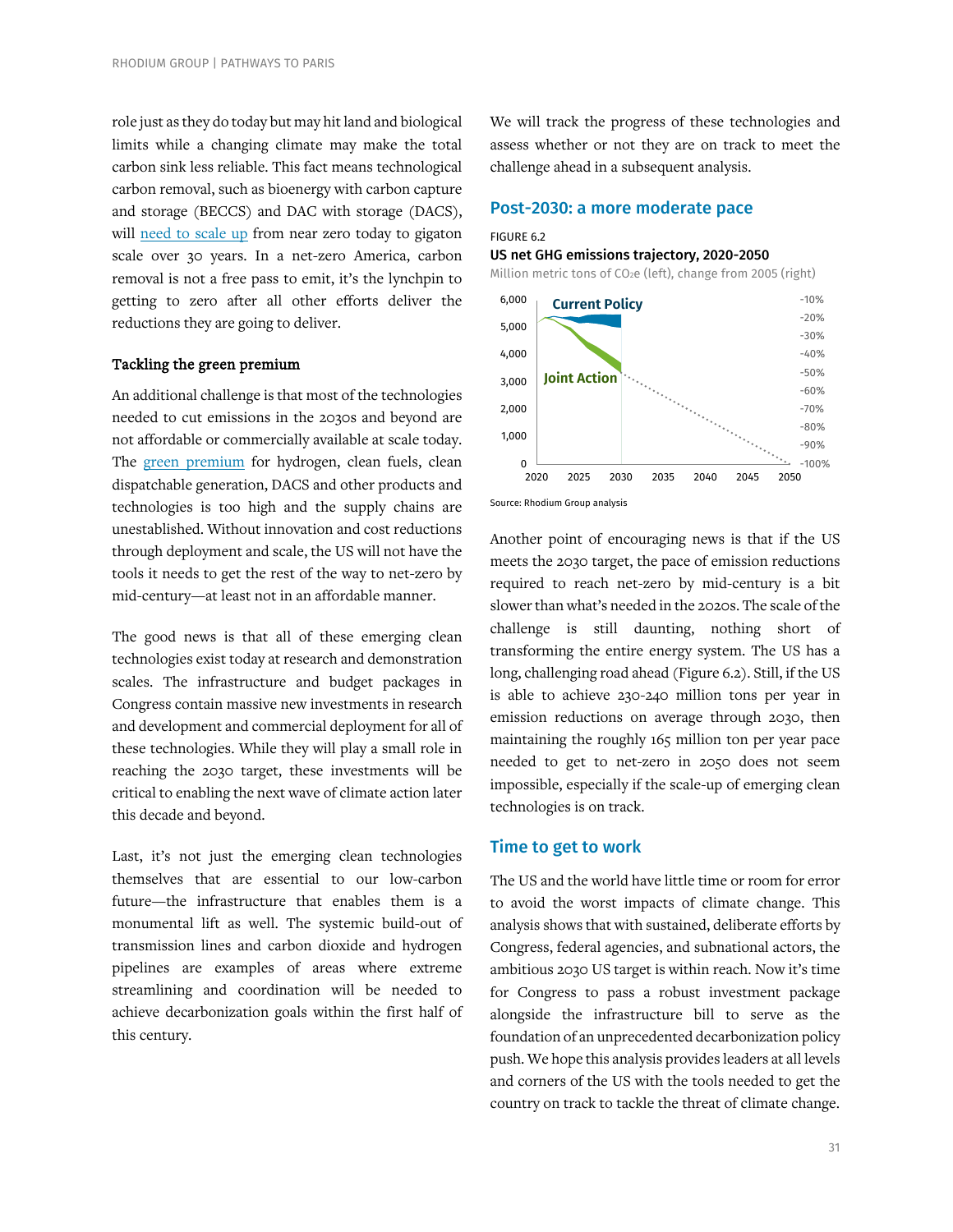role just as they do today but may hit land and biological limits while a changing climate may make the total carbon sink less reliable. This fact means technological carbon removal, such as bioenergy with carbon capture and storage (BECCS) and DAC with storage (DACS), will need to scale up from near zero today to gigaton scale over 30 years. In a net-zero America, carbon removal is not a free pass to emit, it's the lynchpin to getting to zero after all other efforts deliver the reductions they are going to deliver.

### Tackling the green premium

An additional challenge is that most of the technologies needed to cut emissions in the 2030s and beyond are not affordable or commercially available at scale today. The green premium for hydrogen, clean fuels, clean dispatchable generation, DACS and other products and technologies is too high and the supply chains are unestablished. Without innovation and cost reductions through deployment and scale, the US will not have the tools it needs to get the rest of the way to net-zero by mid-century—at least not in an affordable manner.

The good news is that all of these emerging clean technologies exist today at research and demonstration scales. The infrastructure and budget packages in Congress contain massive new investments in research and development and commercial deployment for all of these technologies. While they will play a small role in reaching the 2030 target, these investments will be critical to enabling the next wave of climate action later this decade and beyond.

Last, it's not just the emerging clean technologies themselves that are essential to our low-carbon future—the infrastructure that enables them is a monumental lift as well. The systemic build-out of transmission lines and carbon dioxide and hydrogen pipelines are examples of areas where extreme streamlining and coordination will be needed to achieve decarbonization goals within the first half of this century.

We will track the progress of these technologies and assess whether or not they are on track to meet the challenge ahead in a subsequent analysis.

## Post-2030: a more moderate pace

FIGURE 6.2

**US net GHG emissions trajectory, 2020-2050**

Million metric tons of $CO_2e$ (left), change from 2005 (right)

Source: Rhodium Group analysis

Another point of encouraging news is that if the US meets the 2030 target, the pace of emission reductions required to reach net-zero by mid-century is a bit slower than what's needed in the 2020s. The scale of the challenge is still daunting, nothing short of transforming the entire energy system. The US has a long, challenging road ahead (Figure 6.2). Still, if the US is able to achieve 230-240 million tons per year in emission reductions on average through 2030, then maintaining the roughly 165 million ton per year pace needed to get to net-zero in 2050 does not seem impossible, especially if the scale-up of emerging clean technologies is on track.

## Time to get to work

The US and the world have little time or room for error to avoid the worst impacts of climate change. This analysis shows that with sustained, deliberate efforts by Congress, federal agencies, and subnational actors, the ambitious 2030 US target is within reach. Now it's time for Congress to pass a robust investment package alongside the infrastructure bill to serve as the foundation of an unprecedented decarbonization policy push. We hope this analysis provides leaders at all levels and corners of the US with the tools needed to get the country on track to tackle the threat of climate change.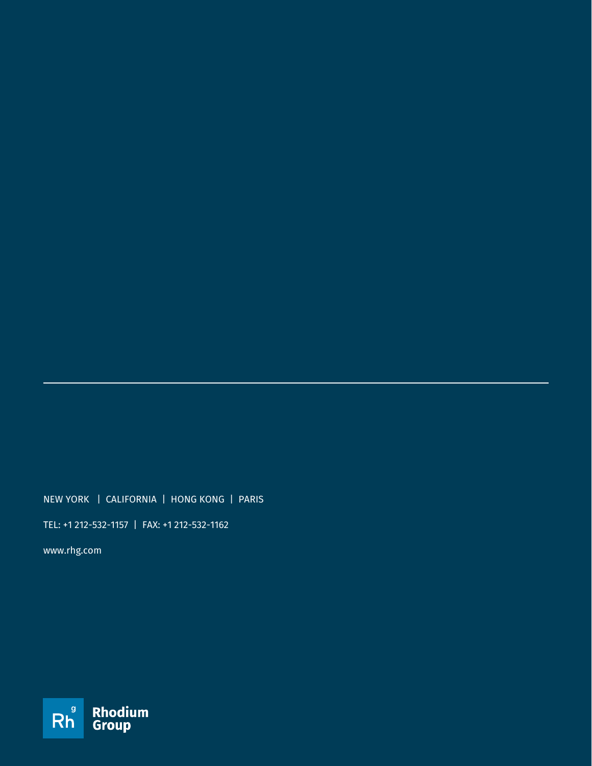NEW YORK | CALIFORNIA | HONG KONG | PARIS

TEL: +1 212-532-1157 | FAX: +1 212-532-1162

www.rhg.com

Rhodium Group